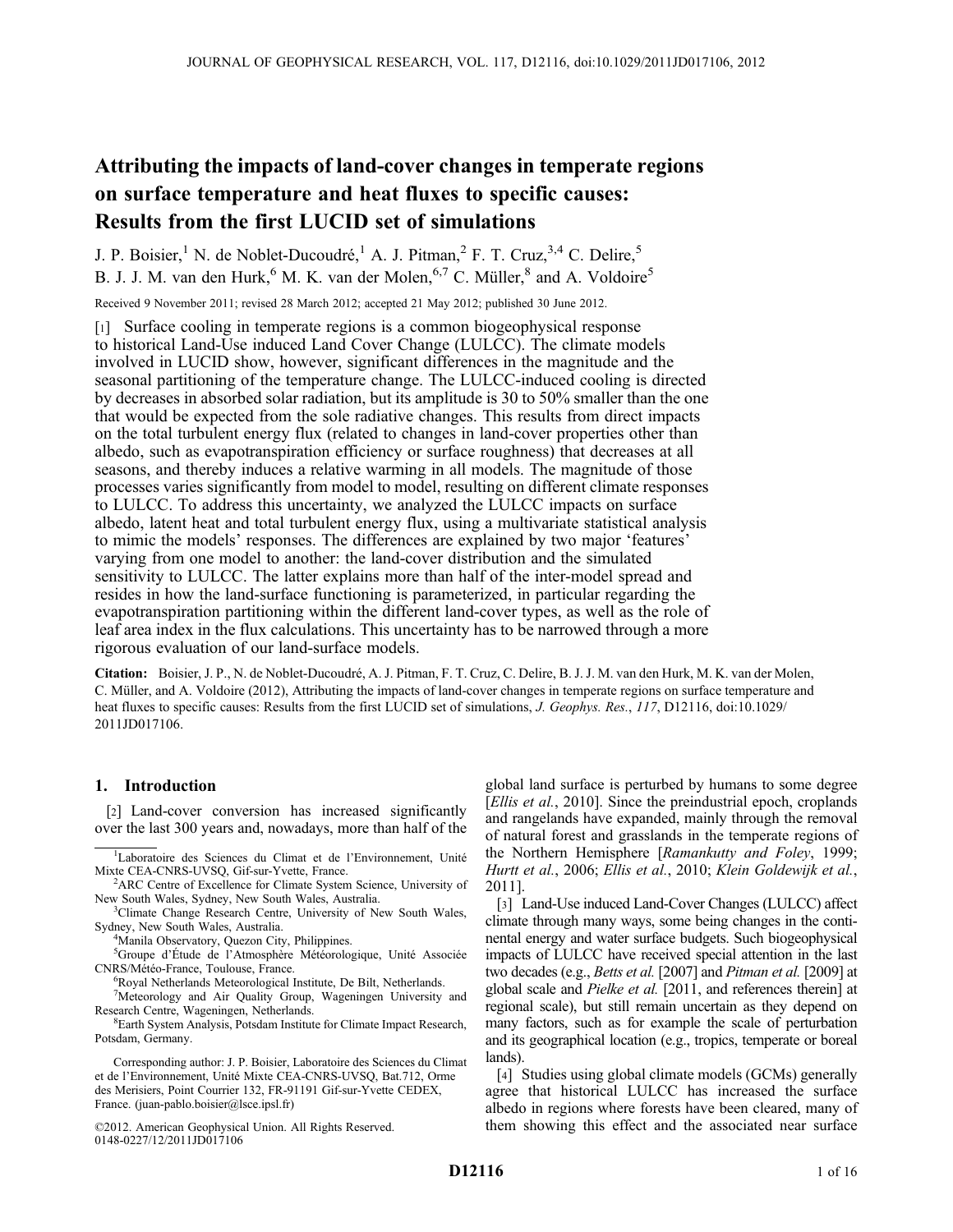# Attributing the impacts of land-cover changes in temperate regions on surface temperature and heat fluxes to specific causes: Results from the first LUCID set of simulations

J. P. Boisier,[1] N. de Noblet-Ducoudré,[1] A. J. Pitman,[2] F. T. Cruz,[3,4] C. Delire,[5] B. J. J. M. van den Hurk,[6] M. K. van der Molen,[6,7] C. Müller,[8] and A. Voldoire[5]

Received 9 November 2011; revised 28 March 2012; accepted 21 May 2012; published 30 June 2012.

[1] Surface cooling in temperate regions is a common biogeophysical response to historical Land-Use induced Land Cover Change (LULCC). The climate models involved in LUCID show, however, significant differences in the magnitude and the seasonal partitioning of the temperature change. The LULCC-induced cooling is directed by decreases in absorbed solar radiation, but its amplitude is 30 to 50% smaller than the one that would be expected from the sole radiative changes. This results from direct impacts on the total turbulent energy flux (related to changes in land-cover properties other than albedo, such as evapotranspiration efficiency or surface roughness) that decreases at all seasons, and thereby induces a relative warming in all models. The magnitude of those processes varies significantly from model to model, resulting on different climate responses to LULCC. To address this uncertainty, we analyzed the LULCC impacts on surface albedo, latent heat and total turbulent energy flux, using a multivariate statistical analysis to mimic the models' responses. The differences are explained by two major 'features' varying from one model to another: the land-cover distribution and the simulated sensitivity to LULCC. The latter explains more than half of the inter-model spread and resides in how the land-surface functioning is parameterized, in particular regarding the evapotranspiration partitioning within the different land-cover types, as well as the role of leaf area index in the flux calculations. This uncertainty has to be narrowed through a more rigorous evaluation of our land-surface models.

**Citation:** Boisier, J. P., N. de Noblet-Ducoudré, A. J. Pitman, F. T. Cruz, C. Delire, B. J. J. M. van den Hurk, M. K. van der Molen, C. Müller, and A. Voldoire (2012), Attributing the impacts of land-cover changes in temperate regions on surface temperature and heat fluxes to specific causes: Results from the first LUCID set of simulations, *J. Geophys. Res.*, *117*, D12116, doi:10.1029/2011JD017106.

## 1. Introduction

[2] Land-cover conversion has increased significantly over the last 300 years and, nowadays, more than half of the global land surface is perturbed by humans to some degree [*Ellis et al.*, 2010]. Since the preindustrial epoch, croplands and rangelands have expanded, mainly through the removal of natural forest and grasslands in the temperate regions of the Northern Hemisphere [*Ramankutty and Foley*, 1999; *Hurtt et al.*, 2006; *Ellis et al.*, 2010; *Klein Goldewijk et al.*, 2011].

[3] Land-Use induced Land-Cover Changes (LULCC) affect climate through many ways, some being changes in the continental energy and water surface budgets. Such biogeophysical impacts of LULCC have received special attention in the last two decades (e.g., *Betts et al.* [2007] and *Pitman et al.* [2009] at global scale and *Pielke et al.* [2011, and references therein] at regional scale), but still remain uncertain as they depend on many factors, such as for example the scale of perturbation and its geographical location (e.g., tropics, temperate or boreal lands).

[4] Studies using global climate models (GCMs) generally agree that historical LULCC has increased the surface albedo in regions where forests have been cleared, many of them showing this effect and the associated near surface

[1]Laboratoire des Sciences du Climat et de l'Environnement, Unité Mixte CEA-CNRS-UVSQ, Gif-sur-Yvette, France.

[2]ARC Centre of Excellence for Climate System Science, University of New South Wales, Sydney, New South Wales, Australia.

[3]Climate Change Research Centre, University of New South Wales, Sydney, New South Wales, Australia.

[4]Manila Observatory, Quezon City, Philippines.

[5]Groupe d'Étude de l'Atmosphère Météorologique, Unité Associée CNRS/Météo-France, Toulouse, France.

[6]Royal Netherlands Meteorological Institute, De Bilt, Netherlands.

[7]Meteorology and Air Quality Group, Wageningen University and Research Centre, Wageningen, Netherlands.

[8]Earth System Analysis, Potsdam Institute for Climate Impact Research, Potsdam, Germany.

Corresponding author: J. P. Boisier, Laboratoire des Sciences du Climat et de l'Environnement, Unité Mixte CEA-CNRS-UVSQ, Bat.712, Orme des Merisiers, Point Courrier 132, FR-91191 Gif-sur-Yvette CEDEX, France. (juan-pablo.boisier@lsce.ipsl.fr)

©2012. American Geophysical Union. All Rights Reserved. 0148-0227/12/2011JD017106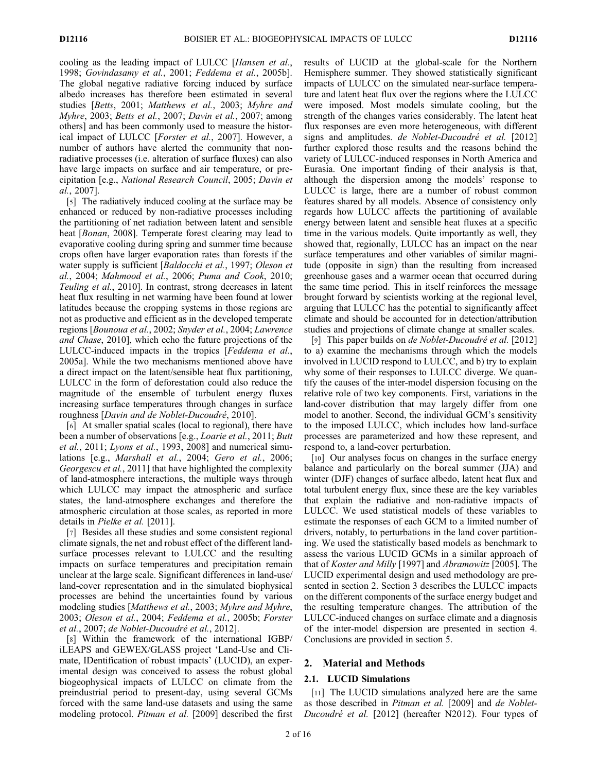cooling as the leading impact of LULCC [*Hansen et al.*, 1998; *Govindasamy et al.*, 2001; *Feddema et al.*, 2005b]. The global negative radiative forcing induced by surface albedo increases has therefore been estimated in several studies [*Betts*, 2001; *Matthews et al.*, 2003; *Myhre and Myhre*, 2003; *Betts et al.*, 2007; *Davin et al.*, 2007; among others] and has been commonly used to measure the historical impact of LULCC [*Forster et al.*, 2007]. However, a number of authors have alerted the community that non-radiative processes (i.e. alteration of surface fluxes) can also have large impacts on surface and air temperature, or precipitation [e.g., *National Research Council*, 2005; *Davin et al.*, 2007].

[5] The radiatively induced cooling at the surface may be enhanced or reduced by non-radiative processes including the partitioning of net radiation between latent and sensible heat [*Bonan*, 2008]. Temperate forest clearing may lead to evaporative cooling during spring and summer time because crops often have larger evaporation rates than forests if the water supply is sufficient [*Baldocchi et al.*, 1997; *Oleson et al.*, 2004; *Mahmood et al.*, 2006; *Puma and Cook*, 2010; *Teuling et al.*, 2010]. In contrast, strong decreases in latent heat flux resulting in net warming have been found at lower latitudes because the cropping systems in those regions are not as productive and efficient as in the developed temperate regions [*Bounoua et al.*, 2002; *Snyder et al.*, 2004; *Lawrence and Chase*, 2010], which echo the future projections of the LULCC-induced impacts in the tropics [*Feddema et al.*, 2005a]. While the two mechanisms mentioned above have a direct impact on the latent/sensible heat flux partitioning, LULCC in the form of deforestation could also reduce the magnitude of the ensemble of turbulent energy fluxes increasing surface temperatures through changes in surface roughness [*Davin and de Noblet-Ducoudré*, 2010].

[6] At smaller spatial scales (local to regional), there have been a number of observations [e.g., *Loarie et al.*, 2011; *Butt et al.*, 2011; *Lyons et al.*, 1993, 2008] and numerical simulations [e.g., *Marshall et al.*, 2004; *Gero et al.*, 2006; *Georgescu et al.*, 2011] that have highlighted the complexity of land-atmosphere interactions, the multiple ways through which LULCC may impact the atmospheric and surface states, the land-atmosphere exchanges and therefore the atmospheric circulation at those scales, as reported in more details in *Pielke et al.* [2011].

[7] Besides all these studies and some consistent regional climate signals, the net and robust effect of the different land-surface processes relevant to LULCC and the resulting impacts on surface temperatures and precipitation remain unclear at the large scale. Significant differences in land-use/land-cover representation and in the simulated biophysical processes are behind the uncertainties found by various modeling studies [*Matthews et al.*, 2003; *Myhre and Myhre*, 2003; *Oleson et al.*, 2004; *Feddema et al.*, 2005b; *Forster et al.*, 2007; *de Noblet-Ducoudré et al.*, 2012].

[8] Within the framework of the international IGBP/iLEAPS and GEWEX/GLASS project 'Land-Use and Climate, IDentification of robust impacts' (LUCID), an experimental design was conceived to assess the robust global biogeophysical impacts of LULCC on climate from the preindustrial period to present-day, using several GCMs forced with the same land-use datasets and using the same modeling protocol. *Pitman et al.* [2009] described the first results of LUCID at the global-scale for the Northern Hemisphere summer. They showed statistically significant impacts of LULCC on the simulated near-surface temperature and latent heat flux over the regions where the LULCC were imposed. Most models simulate cooling, but the strength of the changes varies considerably. The latent heat flux responses are even more heterogeneous, with different signs and amplitudes. *de Noblet-Ducoudré et al.* [2012] further explored those results and the reasons behind the variety of LULCC-induced responses in North America and Eurasia. One important finding of their analysis is that, although the dispersion among the models' response to LULCC is large, there are a number of robust common features shared by all models. Absence of consistency only regards how LULCC affects the partitioning of available energy between latent and sensible heat fluxes at a specific time in the various models. Quite importantly as well, they showed that, regionally, LULCC has an impact on the near surface temperatures and other variables of similar magnitude (opposite in sign) than the resulting from increased greenhouse gases and a warmer ocean that occurred during the same time period. This in itself reinforces the message brought forward by scientists working at the regional level, arguing that LULCC has the potential to significantly affect climate and should be accounted for in detection/attribution studies and projections of climate change at smaller scales.

[9] This paper builds on *de Noblet-Ducoudré et al.* [2012] to a) examine the mechanisms through which the models involved in LUCID respond to LULCC, and b) try to explain why some of their responses to LULCC diverge. We quantify the causes of the inter-model dispersion focusing on the relative role of two key components. First, variations in the land-cover distribution that may largely differ from one model to another. Second, the individual GCM's sensitivity to the imposed LULCC, which includes how land-surface processes are parameterized and how these represent, and respond to, a land-cover perturbation.

[10] Our analyses focus on changes in the surface energy balance and particularly on the boreal summer (JJA) and winter (DJF) changes of surface albedo, latent heat flux and total turbulent energy flux, since these are the key variables that explain the radiative and non-radiative impacts of LULCC. We used statistical models of these variables to estimate the responses of each GCM to a limited number of drivers, notably, to perturbations in the land cover partitioning. We used the statistically based models as benchmark to assess the various LUCID GCMs in a similar approach of that of *Koster and Milly* [1997] and *Abramowitz* [2005]. The LUCID experimental design and used methodology are presented in section 2. Section 3 describes the LULCC impacts on the different components of the surface energy budget and the resulting temperature changes. The attribution of the LULCC-induced changes on surface climate and a diagnosis of the inter-model dispersion are presented in section 4. Conclusions are provided in section 5.

## 2. Material and Methods

### 2.1. LUCID Simulations

[11] The LUCID simulations analyzed here are the same as those described in *Pitman et al.* [2009] and *de Noblet-Ducoudré et al.* [2012] (hereafter N2012). Four types of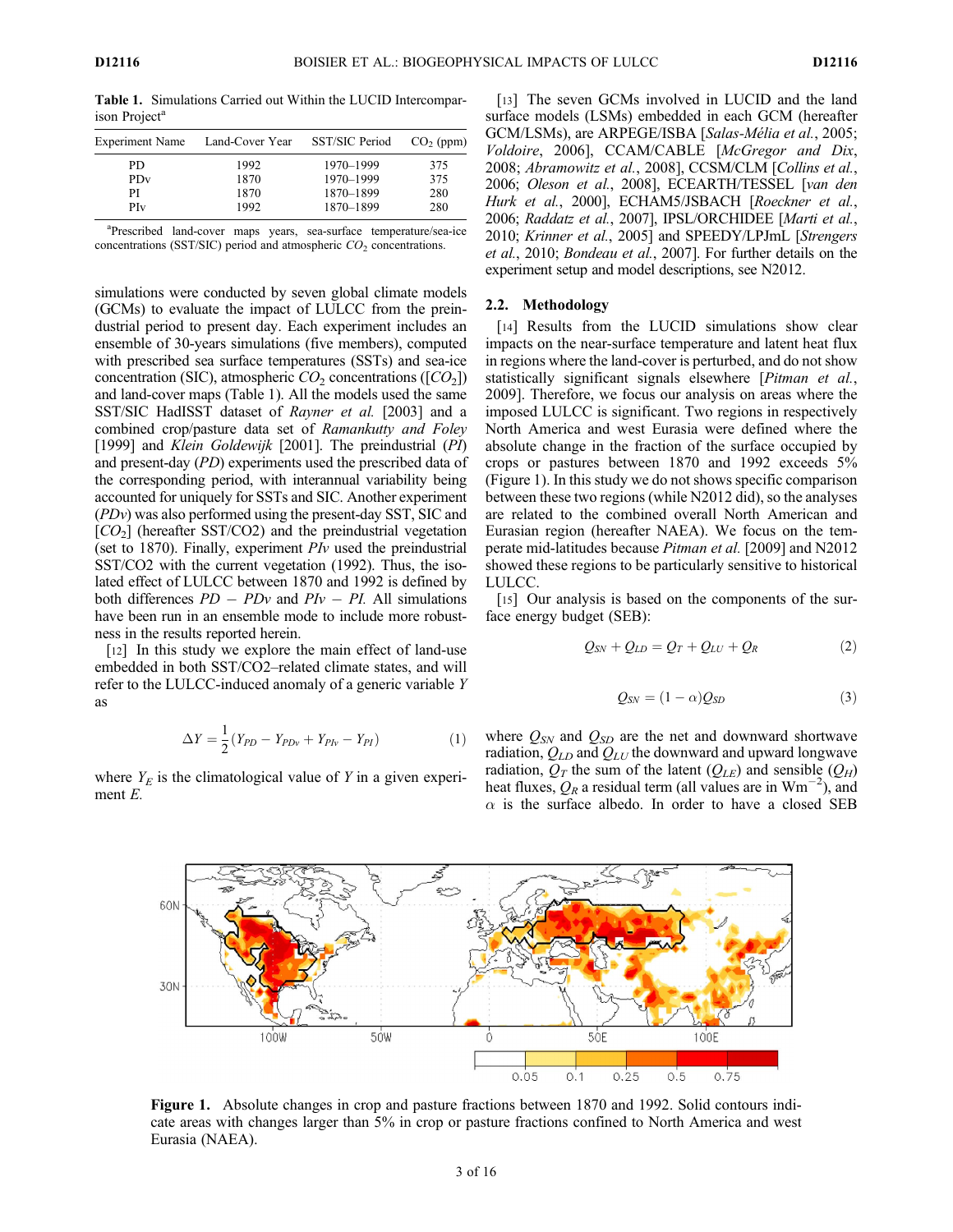**Table 1.** Simulations Carried out Within the LUCID Intercomparison Project[a]

| Experiment Name | Land-Cover Year | SST/SIC Period | $CO_2$ (ppm) |
|---|---|---|---|
| PD | 1992 | 1970–1999 | 375 |
| PDv | 1870 | 1970–1999 | 375 |
| PI | 1870 | 1870–1899 | 280 |
| PIv | 1992 | 1870–1899 | 280 |

[a]Prescribed land-cover maps years, sea-surface temperature/sea-ice concentrations (SST/SIC) period and atmospheric $CO_2$ concentrations.

simulations were conducted by seven global climate models (GCMs) to evaluate the impact of LULCC from the preindustrial period to present day. Each experiment includes an ensemble of 30-years simulations (five members), computed with prescribed sea surface temperatures (SSTs) and sea-ice concentration (SIC), atmospheric $CO_2$ concentrations ($[CO_2]$) and land-cover maps (Table 1). All the models used the same SST/SIC HadISST dataset of *Rayner et al.* [2003] and a combined crop/pasture data set of *Ramankutty and Foley* [1999] and *Klein Goldewijk* [2001]. The preindustrial (*PI*) and present-day (*PD*) experiments used the prescribed data of the corresponding period, with interannual variability being accounted for uniquely for SSTs and SIC. Another experiment (*PDv*) was also performed using the present-day SST, SIC and $[CO_2]$ (hereafter SST/CO2) and the preindustrial vegetation (set to 1870). Finally, experiment *PIv* used the preindustrial SST/CO2 with the current vegetation (1992). Thus, the isolated effect of LULCC between 1870 and 1992 is defined by both differences $PD - PDv$ and $PIv - PI$. All simulations have been run in an ensemble mode to include more robustness in the results reported herein.

[12] In this study we explore the main effect of land-use embedded in both SST/CO2–related climate states, and will refer to the LULCC-induced anomaly of a generic variable $Y$ as

$$\Delta Y = \frac{1}{2}(Y_{PD} - Y_{PDv} + Y_{PIv} - Y_{PI}) \tag{1}$$

where $Y_E$ is the climatological value of $Y$ in a given experiment $E$.

[13] The seven GCMs involved in LUCID and the land surface models (LSMs) embedded in each GCM (hereafter GCM/LSMs), are ARPEGE/ISBA [*Salas-Mélia et al.*, 2005; *Voldoire*, 2006], CCAM/CABLE [*McGregor and Dix*, 2008; *Abramowitz et al.*, 2008], CCSM/CLM [*Collins et al.*, 2006; *Oleson et al.*, 2008], ECEARTH/TESSEL [*van den Hurk et al.*, 2000], ECHAM5/JSBACH [*Roeckner et al.*, 2006; *Raddatz et al.*, 2007], IPSL/ORCHIDEE [*Marti et al.*, 2010; *Krinner et al.*, 2005] and SPEEDY/LPJmL [*Strengers et al.*, 2010; *Bondeau et al.*, 2007]. For further details on the experiment setup and model descriptions, see N2012.

### 2.2. Methodology

[14] Results from the LUCID simulations show clear impacts on the near-surface temperature and latent heat flux in regions where the land-cover is perturbed, and do not show statistically significant signals elsewhere [*Pitman et al.*, 2009]. Therefore, we focus our analysis on areas where the imposed LULCC is significant. Two regions in respectively North America and west Eurasia were defined where the absolute change in the fraction of the surface occupied by crops or pastures between 1870 and 1992 exceeds 5% (Figure 1). In this study we do not shows specific comparison between these two regions (while N2012 did), so the analyses are related to the combined overall North American and Eurasian region (hereafter NAEA). We focus on the temperate mid-latitudes because *Pitman et al.* [2009] and N2012 showed these regions to be particularly sensitive to historical LULCC.

[15] Our analysis is based on the components of the surface energy budget (SEB):

$$Q_{SN} + Q_{LD} = Q_T + Q_{LU} + Q_R \tag{2}$$

$$Q_{SN} = (1 - \alpha)Q_{SD} \tag{3}$$

where $Q_{SN}$ and $Q_{SD}$ are the net and downward shortwave radiation, $Q_{LD}$ and $Q_{LU}$ the downward and upward longwave radiation, $Q_T$ the sum of the latent ($Q_{LE}$) and sensible ($Q_H$) heat fluxes, $Q_R$ a residual term (all values are in Wm$^{-2}$), and $\alpha$ is the surface albedo. In order to have a closed SEB

**Figure 1.** Absolute changes in crop and pasture fractions between 1870 and 1992. Solid contours indicate areas with changes larger than 5% in crop or pasture fractions confined to North America and west Eurasia (NAEA).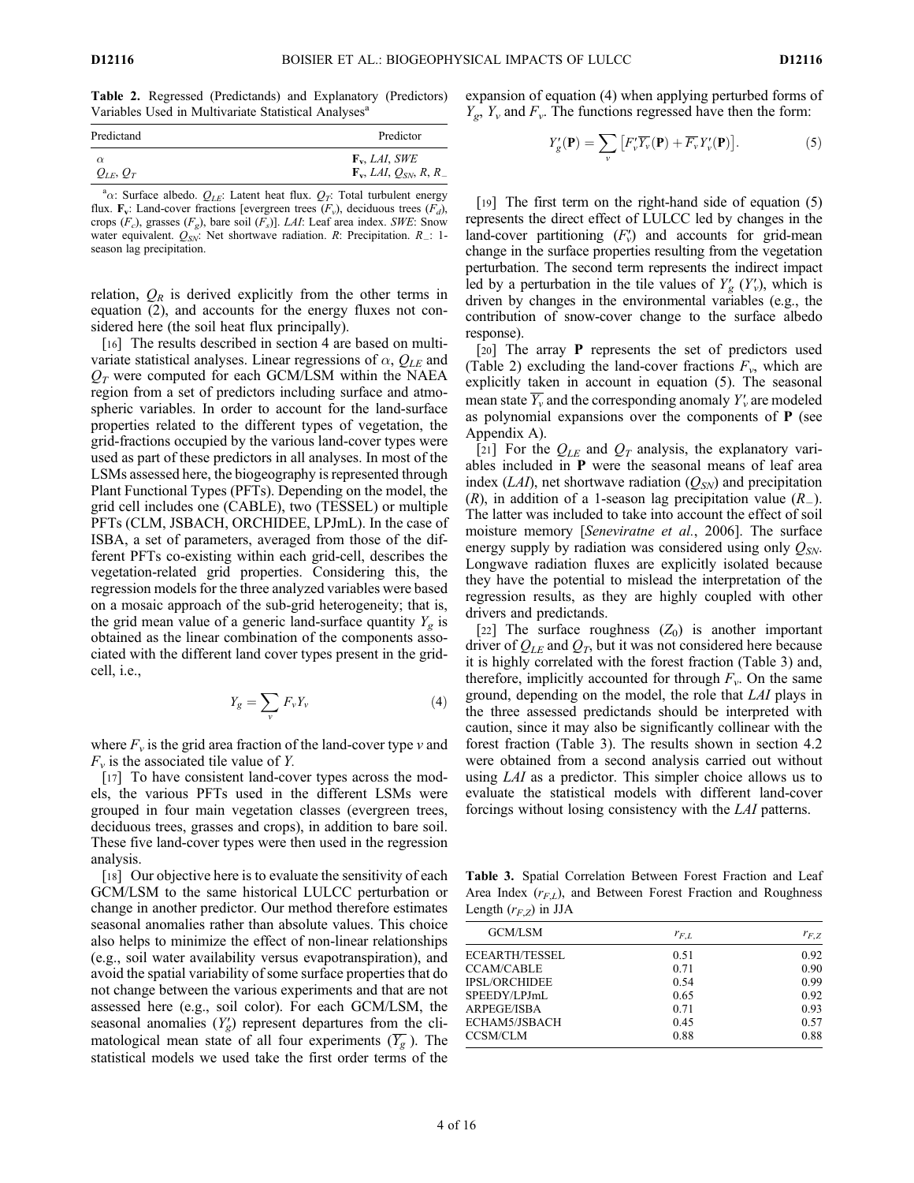**Table 2.** Regressed (Predictands) and Explanatory (Predictors) Variables Used in Multivariate Statistical Analyses[a]

| Predictand | Predictor |
|---|---|
| $\alpha$ | $\mathbf{F_v}$, $LAI$, $SWE$ |
| $Q_{LE}$, $Q_T$ | $\mathbf{F_v}$, $LAI$, $Q_{SN}$, $R$, $R_{-}$ |

[a]$\alpha$: Surface albedo. $Q_{LE}$: Latent heat flux. $Q_T$: Total turbulent energy flux. $\mathbf{F_v}$: Land-cover fractions [evergreen trees ($F_v$), deciduous trees ($F_d$), crops ($F_c$), grasses ($F_g$), bare soil ($F_s$)]. $LAI$: Leaf area index. $SWE$: Snow water equivalent. $Q_{SN}$: Net shortwave radiation. $R$: Precipitation. $R_{-}$: 1-season lag precipitation.

relation, $Q_R$ is derived explicitly from the other terms in equation (2), and accounts for the energy fluxes not considered here (the soil heat flux principally).

[16] The results described in section 4 are based on multivariate statistical analyses. Linear regressions of $\alpha$, $Q_{LE}$ and $Q_T$ were computed for each GCM/LSM within the NAEA region from a set of predictors including surface and atmospheric variables. In order to account for the land-surface properties related to the different types of vegetation, the grid-fractions occupied by the various land-cover types were used as part of these predictors in all analyses. In most of the LSMs assessed here, the biogeography is represented through Plant Functional Types (PFTs). Depending on the model, the grid cell includes one (CABLE), two (TESSEL) or multiple PFTs (CLM, JSBACH, ORCHIDEE, LPJmL). In the case of ISBA, a set of parameters, averaged from those of the different PFTs co-existing within each grid-cell, describes the vegetation-related grid properties. Considering this, the regression models for the three analyzed variables were based on a mosaic approach of the sub-grid heterogeneity; that is, the grid mean value of a generic land-surface quantity $Y_g$ is obtained as the linear combination of the components associated with the different land cover types present in the grid-cell, i.e.,

$$Y_g = \sum_v F_v Y_v \tag{4}$$

where $F_v$ is the grid area fraction of the land-cover type $v$ and $F_v$ is the associated tile value of $Y$.

[17] To have consistent land-cover types across the models, the various PFTs used in the different LSMs were grouped in four main vegetation classes (evergreen trees, deciduous trees, grasses and crops), in addition to bare soil. These five land-cover types were then used in the regression analysis.

[18] Our objective here is to evaluate the sensitivity of each GCM/LSM to the same historical LULCC perturbation or change in another predictor. Our method therefore estimates seasonal anomalies rather than absolute values. This choice also helps to minimize the effect of non-linear relationships (e.g., soil water availability versus evapotranspiration), and avoid the spatial variability of some surface properties that do not change between the various experiments and that are not assessed here (e.g., soil color). For each GCM/LSM, the seasonal anomalies ($Y'_g$) represent departures from the climatological mean state of all four experiments ($\overline{Y_g}$). The statistical models we used take the first order terms of the expansion of equation (4) when applying perturbed forms of $Y_g$, $Y_v$ and $F_v$. The functions regressed have then the form:

$$Y'_g(\mathbf{P}) = \sum_v \left[F'_v \overline{Y_v}(\mathbf{P}) + \overline{F_v} Y'_v(\mathbf{P})\right]. \tag{5}$$

[19] The first term on the right-hand side of equation (5) represents the direct effect of LULCC led by changes in the land-cover partitioning ($F'_v$) and accounts for grid-mean change in the surface properties resulting from the vegetation perturbation. The second term represents the indirect impact led by a perturbation in the tile values of $Y'_g$ ($Y'_v$), which is driven by changes in the environmental variables (e.g., the contribution of snow-cover change to the surface albedo response).

[20] The array $\mathbf{P}$ represents the set of predictors used (Table 2) excluding the land-cover fractions $F_v$, which are explicitly taken in account in equation (5). The seasonal mean state $\overline{Y_v}$ and the corresponding anomaly $Y'_v$ are modeled as polynomial expansions over the components of $\mathbf{P}$ (see Appendix A).

[21] For the $Q_{LE}$ and $Q_T$ analysis, the explanatory variables included in $\mathbf{P}$ were the seasonal means of leaf area index ($LAI$), net shortwave radiation ($Q_{SN}$) and precipitation ($R$), in addition of a 1-season lag precipitation value ($R_{-}$). The latter was included to take into account the effect of soil moisture memory [*Seneviratne et al.*, 2006]. The surface energy supply by radiation was considered using only $Q_{SN}$. Longwave radiation fluxes are explicitly isolated because they have the potential to mislead the interpretation of the regression results, as they are highly coupled with other drivers and predictands.

[22] The surface roughness ($Z_0$) is another important driver of $Q_{LE}$ and $Q_T$, but it was not considered here because it is highly correlated with the forest fraction (Table 3) and, therefore, implicitly accounted for through $F_v$. On the same ground, depending on the model, the role that $LAI$ plays in the three assessed predictands should be interpreted with caution, since it may also be significantly collinear with the forest fraction (Table 3). The results shown in section 4.2 were obtained from a second analysis carried out without using $LAI$ as a predictor. This simpler choice allows us to evaluate the statistical models with different land-cover forcings without losing consistency with the $LAI$ patterns.

**Table 3.** Spatial Correlation Between Forest Fraction and Leaf Area Index ($r_{F,L}$), and Between Forest Fraction and Roughness Length ($r_{F,Z}$) in JJA

| GCM/LSM | $r_{F,L}$ | $r_{F,Z}$ |
|---|---|---|
| ECEARTH/TESSEL | 0.51 | 0.92 |
| CCAM/CABLE | 0.71 | 0.90 |
| IPSL/ORCHIDEE | 0.54 | 0.99 |
| SPEEDY/LPJmL | 0.65 | 0.92 |
| ARPEGE/ISBA | 0.71 | 0.93 |
| ECHAM5/JSBACH | 0.45 | 0.57 |
| CCSM/CLM | 0.88 | 0.88 |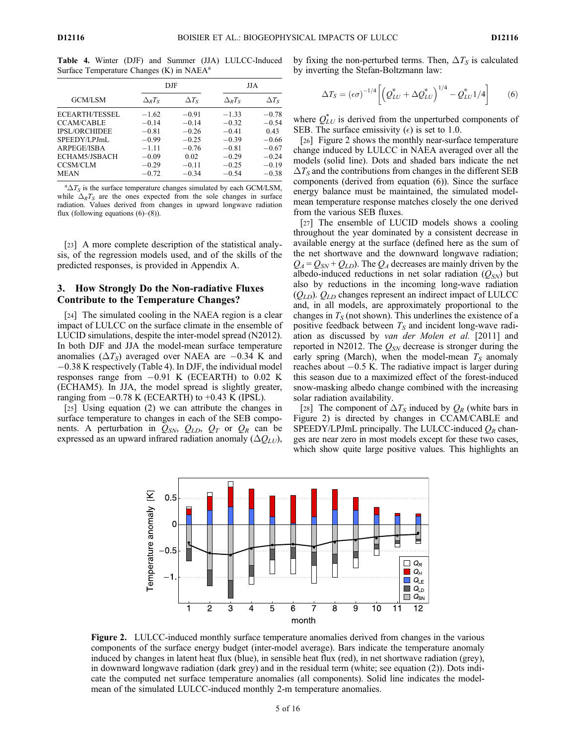**Table 4.** Winter (DJF) and Summer (JJA) LULCC-Induced Surface Temperature Changes (K) in NAEA[a]

| GCM/LSM | DJF | | JJA | |
|---|---|---|---|---|
| | $\Delta_R T_S$ | $\Delta T_S$ | $\Delta_R T_S$ | $\Delta T_S$ |
| ECEARTH/TESSEL | −1.62 | −0.91 | −1.33 | −0.78 |
| CCAM/CABLE | −0.14 | −0.14 | −0.32 | −0.54 |
| IPSL/ORCHIDEE | −0.81 | −0.26 | −0.41 | 0.43 |
| SPEEDY/LPJmL | −0.99 | −0.25 | −0.39 | −0.66 |
| ARPEGE/ISBA | −1.11 | −0.76 | −0.81 | −0.67 |
| ECHAM5/JSBACH | −0.09 | 0.02 | −0.29 | −0.24 |
| CCSM/CLM | −0.29 | −0.11 | −0.25 | −0.19 |
| MEAN | −0.72 | −0.34 | −0.54 | −0.38 |

[a] $\Delta T_S$ is the surface temperature changes simulated by each GCM/LSM, while $\Delta_R T_S$ are the ones expected from the sole changes in surface radiation. Values derived from changes in upward longwave radiation flux (following equations (6)–(8)).

[23] A more complete description of the statistical analysis, of the regression models used, and of the skills of the predicted responses, is provided in Appendix A.

## 3. How Strongly Do the Non-radiative Fluxes Contribute to the Temperature Changes?

[24] The simulated cooling in the NAEA region is a clear impact of LULCC on the surface climate in the ensemble of LUCID simulations, despite the inter-model spread (N2012). In both DJF and JJA the model-mean surface temperature anomalies ($\Delta T_S$) averaged over NAEA are −0.34 K and −0.38 K respectively (Table 4). In DJF, the individual model responses range from −0.91 K (ECEARTH) to 0.02 K (ECHAM5). In JJA, the model spread is slightly greater, ranging from −0.78 K (ECEARTH) to +0.43 K (IPSL).

[25] Using equation (2) we can attribute the changes in surface temperature to changes in each of the SEB components. A perturbation in $Q_{SN}$, $Q_{LD}$, $Q_T$ or $Q_R$ can be expressed as an upward infrared radiation anomaly ($\Delta Q_{LU}$), by fixing the non-perturbed terms. Then, $\Delta T_S$ is calculated by inverting the Stefan-Boltzmann law:

$$\Delta T_S = (\epsilon\sigma)^{-1/4}\left[\left(Q^*_{LU} + \Delta Q^*_{LU}\right)^{1/4} - Q^*_{LU}1/4\right] \quad (6)$$

where $Q^*_{LU}$ is derived from the unperturbed components of SEB. The surface emissivity ($\epsilon$) is set to 1.0.

[26] Figure 2 shows the monthly near-surface temperature change induced by LULCC in NAEA averaged over all the models (solid line). Dots and shaded bars indicate the net $\Delta T_S$ and the contributions from changes in the different SEB components (derived from equation (6)). Since the surface energy balance must be maintained, the simulated model-mean temperature response matches closely the one derived from the various SEB fluxes.

[27] The ensemble of LUCID models shows a cooling throughout the year dominated by a consistent decrease in available energy at the surface (defined here as the sum of the net shortwave and the downward longwave radiation; $Q_A = Q_{SN} + Q_{LD}$). The $Q_A$ decreases are mainly driven by the albedo-induced reductions in net solar radiation ($Q_{SN}$) but also by reductions in the incoming long-wave radiation ($Q_{LD}$). $Q_{LD}$ changes represent an indirect impact of LULCC and, in all models, are approximately proportional to the changes in $T_S$ (not shown). This underlines the existence of a positive feedback between $T_S$ and incident long-wave radiation as discussed by *van der Molen et al.* [2011] and reported in N2012. The $Q_{SN}$ decrease is stronger during the early spring (March), when the model-mean $T_S$ anomaly reaches about −0.5 K. The radiative impact is larger during this season due to a maximized effect of the forest-induced snow-masking albedo change combined with the increasing solar radiation availability.

[28] The component of $\Delta T_S$ induced by $Q_R$ (white bars in Figure 2) is directed by changes in CCAM/CABLE and SPEEDY/LPJmL principally. The LULCC-induced $Q_R$ changes are near zero in most models except for these two cases, which show quite large positive values. This highlights an

**Figure 2.** LULCC-induced monthly surface temperature anomalies derived from changes in the various components of the surface energy budget (inter-model average). Bars indicate the temperature anomaly induced by changes in latent heat flux (blue), in sensible heat flux (red), in net shortwave radiation (grey), in downward longwave radiation (dark grey) and in the residual term (white; see equation (2)). Dots indicate the computed net surface temperature anomalies (all components). Solid line indicates the model-mean of the simulated LULCC-induced monthly 2-m temperature anomalies.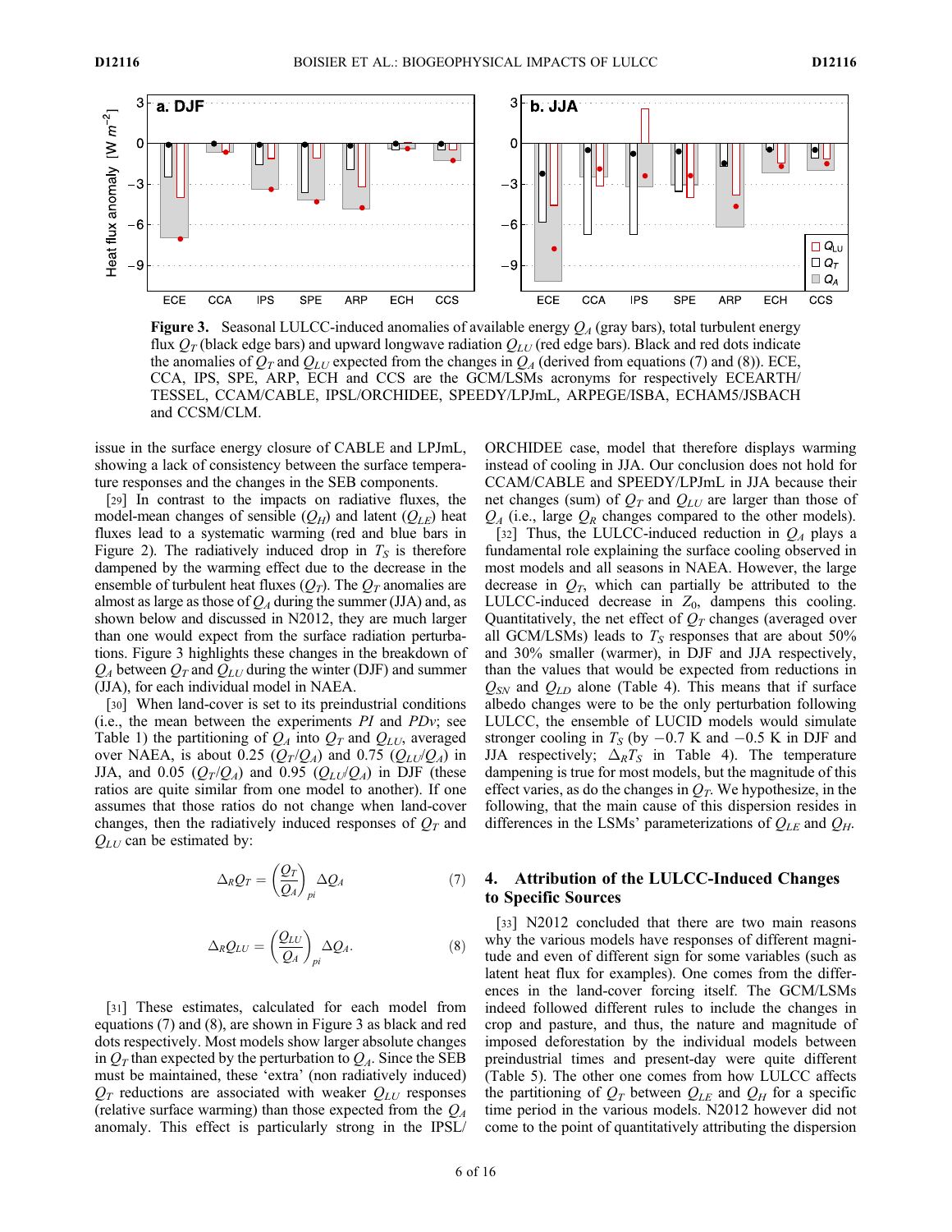Figure 3. Seasonal LULCC-induced anomalies of available energy $Q_A$ (gray bars), total turbulent energy flux $Q_T$ (black edge bars) and upward longwave radiation $Q_{LU}$ (red edge bars). Black and red dots indicate the anomalies of $Q_T$ and $Q_{LU}$ expected from the changes in $Q_A$ (derived from equations (7) and (8)). ECE, CCA, IPS, SPE, ARP, ECH and CCS are the GCM/LSMs acronyms for respectively ECEARTH/TESSEL, CCAM/CABLE, IPSL/ORCHIDEE, SPEEDY/LPJmL, ARPEGE/ISBA, ECHAM5/JSBACH and CCSM/CLM.

issue in the surface energy closure of CABLE and LPJmL, showing a lack of consistency between the surface temperature responses and the changes in the SEB components.

[29] In contrast to the impacts on radiative fluxes, the model-mean changes of sensible ($Q_H$) and latent ($Q_{LE}$) heat fluxes lead to a systematic warming (red and blue bars in Figure 2). The radiatively induced drop in $T_S$ is therefore dampened by the warming effect due to the decrease in the ensemble of turbulent heat fluxes ($Q_T$). The $Q_T$ anomalies are almost as large as those of $Q_A$ during the summer (JJA) and, as shown below and discussed in N2012, they are much larger than one would expect from the surface radiation perturbations. Figure 3 highlights these changes in the breakdown of $Q_A$ between $Q_T$ and $Q_{LU}$ during the winter (DJF) and summer (JJA), for each individual model in NAEA.

[30] When land-cover is set to its preindustrial conditions (i.e., the mean between the experiments *PI* and *PDv*; see Table 1) the partitioning of $Q_A$ into $Q_T$ and $Q_{LU}$, averaged over NAEA, is about 0.25 ($Q_T/Q_A$) and 0.75 ($Q_{LU}/Q_A$) in JJA, and 0.05 ($Q_T/Q_A$) and 0.95 ($Q_{LU}/Q_A$) in DJF (these ratios are quite similar from one model to another). If one assumes that those ratios do not change when land-cover changes, then the radiatively induced responses of $Q_T$ and $Q_{LU}$ can be estimated by:

$$\Delta_R Q_T = \left(\frac{Q_T}{Q_A}\right)_{pi} \Delta Q_A \quad (7)$$

$$\Delta_R Q_{LU} = \left(\frac{Q_{LU}}{Q_A}\right)_{pi} \Delta Q_A. \quad (8)$$

[31] These estimates, calculated for each model from equations (7) and (8), are shown in Figure 3 as black and red dots respectively. Most models show larger absolute changes in $Q_T$ than expected by the perturbation to $Q_A$. Since the SEB must be maintained, these 'extra' (non radiatively induced) $Q_T$ reductions are associated with weaker $Q_{LU}$ responses (relative surface warming) than those expected from the $Q_A$ anomaly. This effect is particularly strong in the IPSL/ORCHIDEE case, model that therefore displays warming instead of cooling in JJA. Our conclusion does not hold for CCAM/CABLE and SPEEDY/LPJmL in JJA because their net changes (sum) of $Q_T$ and $Q_{LU}$ are larger than those of $Q_A$ (i.e., large $Q_R$ changes compared to the other models).

[32] Thus, the LULCC-induced reduction in $Q_A$ plays a fundamental role explaining the surface cooling observed in most models and all seasons in NAEA. However, the large decrease in $Q_T$, which can partially be attributed to the LULCC-induced decrease in $Z_0$, dampens this cooling. Quantitatively, the net effect of $Q_T$ changes (averaged over all GCM/LSMs) leads to $T_S$ responses that are about 50% and 30% smaller (warmer), in DJF and JJA respectively, than the values that would be expected from reductions in $Q_{SN}$ and $Q_{LD}$ alone (Table 4). This means that if surface albedo changes were to be the only perturbation following LULCC, the ensemble of LUCID models would simulate stronger cooling in $T_S$ (by −0.7 K and −0.5 K in DJF and JJA respectively; $\Delta_R T_S$ in Table 4). The temperature dampening is true for most models, but the magnitude of this effect varies, as do the changes in $Q_T$. We hypothesize, in the following, that the main cause of this dispersion resides in differences in the LSMs' parameterizations of $Q_{LE}$ and $Q_H$.

## 4. Attribution of the LULCC-Induced Changes to Specific Sources

[33] N2012 concluded that there are two main reasons why the various models have responses of different magnitude and even of different sign for some variables (such as latent heat flux for examples). One comes from the differences in the land-cover forcing itself. The GCM/LSMs indeed followed different rules to include the changes in crop and pasture, and thus, the nature and magnitude of imposed deforestation by the individual models between preindustrial times and present-day were quite different (Table 5). The other one comes from how LULCC affects the partitioning of $Q_T$ between $Q_{LE}$ and $Q_H$ for a specific time period in the various models. N2012 however did not come to the point of quantitatively attributing the dispersion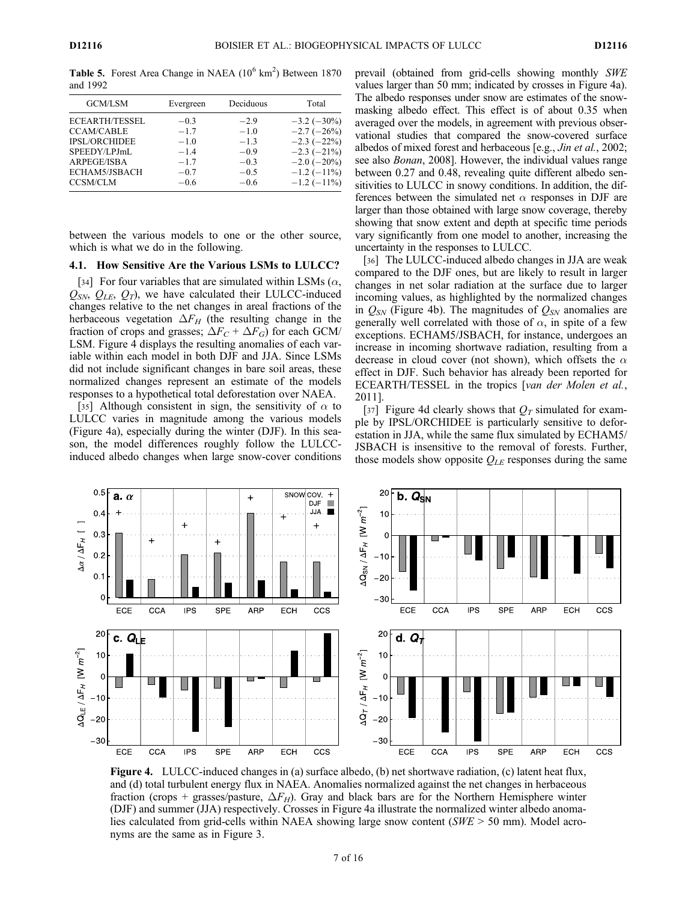**Table 5.** Forest Area Change in NAEA ($10^6$ km$^2$) Between 1870 and 1992

| GCM/LSM | Evergreen | Deciduous | Total |
|---|---|---|---|
| ECEARTH/TESSEL | −0.3 | −2.9 | −3.2 (−30%) |
| CCAM/CABLE | −1.7 | −1.0 | −2.7 (−26%) |
| IPSL/ORCHIDEE | −1.0 | −1.3 | −2.3 (−22%) |
| SPEEDY/LPJmL | −1.4 | −0.9 | −2.3 (−21%) |
| ARPEGE/ISBA | −1.7 | −0.3 | −2.0 (−20%) |
| ECHAM5/JSBACH | −0.7 | −0.5 | −1.2 (−11%) |
| CCSM/CLM | −0.6 | −0.6 | −1.2 (−11%) |

between the various models to one or the other source, which is what we do in the following.

### 4.1. How Sensitive Are the Various LSMs to LULCC?

[34] For four variables that are simulated within LSMs ($\alpha$, $Q_{SN}$, $Q_{LE}$, $Q_T$), we have calculated their LULCC-induced changes relative to the net changes in areal fractions of the herbaceous vegetation $\Delta F_H$ (the resulting change in the fraction of crops and grasses; $\Delta F_C + \Delta F_G$) for each GCM/LSM. Figure 4 displays the resulting anomalies of each variable within each model in both DJF and JJA. Since LSMs did not include significant changes in bare soil areas, these normalized changes represent an estimate of the models responses to a hypothetical total deforestation over NAEA.

[35] Although consistent in sign, the sensitivity of $\alpha$ to LULCC varies in magnitude among the various models (Figure 4a), especially during the winter (DJF). In this season, the model differences roughly follow the LULCC-induced albedo changes when large snow-cover conditions prevail (obtained from grid-cells showing monthly *SWE* values larger than 50 mm; indicated by crosses in Figure 4a). The albedo responses under snow are estimates of the snow-masking albedo effect. This effect is of about 0.35 when averaged over the models, in agreement with previous observational studies that compared the snow-covered surface albedos of mixed forest and herbaceous [e.g., *Jin et al.*, 2002; see also *Bonan*, 2008]. However, the individual values range between 0.27 and 0.48, revealing quite different albedo sensitivities to LULCC in snowy conditions. In addition, the differences between the simulated net $\alpha$ responses in DJF are larger than those obtained with large snow coverage, thereby showing that snow extent and depth at specific time periods vary significantly from one model to another, increasing the uncertainty in the responses to LULCC.

[36] The LULCC-induced albedo changes in JJA are weak compared to the DJF ones, but are likely to result in larger changes in net solar radiation at the surface due to larger incoming values, as highlighted by the normalized changes in $Q_{SN}$ (Figure 4b). The magnitudes of $Q_{SN}$ anomalies are generally well correlated with those of $\alpha$, in spite of a few exceptions. ECHAM5/JSBACH, for instance, undergoes an increase in incoming shortwave radiation, resulting from a decrease in cloud cover (not shown), which offsets the $\alpha$ effect in DJF. Such behavior has already been reported for ECEARTH/TESSEL in the tropics [*van der Molen et al.*, 2011].

[37] Figure 4d clearly shows that $Q_T$ simulated for example by IPSL/ORCHIDEE is particularly sensitive to deforestation in JJA, while the same flux simulated by ECHAM5/JSBACH is insensitive to the removal of forests. Further, those models show opposite $Q_{LE}$ responses during the same

**Figure 4.** LULCC-induced changes in (a) surface albedo, (b) net shortwave radiation, (c) latent heat flux, and (d) total turbulent energy flux in NAEA. Anomalies normalized against the net changes in herbaceous fraction (crops + grasses/pasture, $\Delta F_H$). Gray and black bars are for the Northern Hemisphere winter (DJF) and summer (JJA) respectively. Crosses in Figure 4a illustrate the normalized winter albedo anomalies calculated from grid-cells within NAEA showing large snow content (*SWE* > 50 mm). Model acronyms are the same as in Figure 3.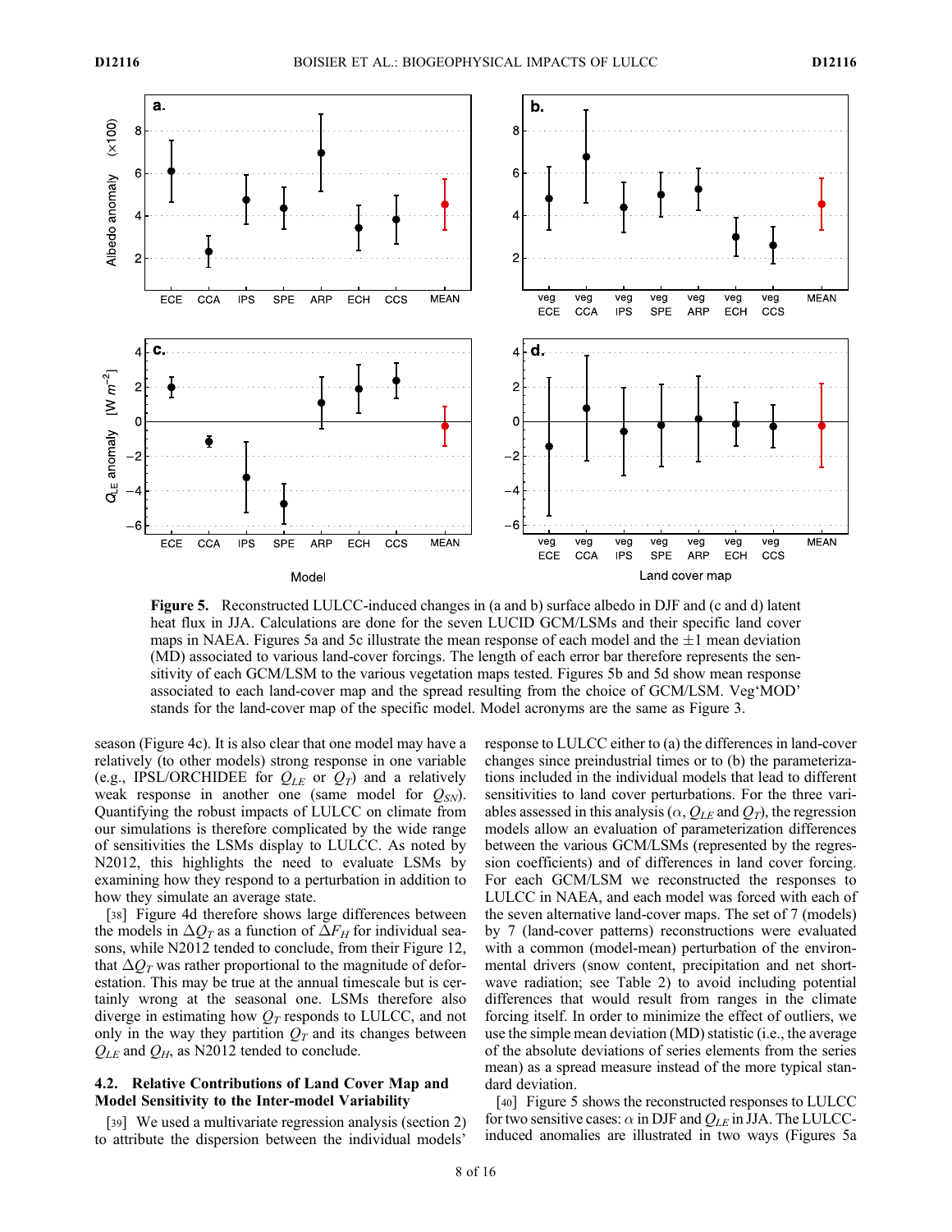**Figure 5.** Reconstructed LULCC-induced changes in (a and b) surface albedo in DJF and (c and d) latent heat flux in JJA. Calculations are done for the seven LUCID GCM/LSMs and their specific land cover maps in NAEA. Figures 5a and 5c illustrate the mean response of each model and the ±1 mean deviation (MD) associated to various land-cover forcings. The length of each error bar therefore represents the sensitivity of each GCM/LSM to the various vegetation maps tested. Figures 5b and 5d show mean response associated to each land-cover map and the spread resulting from the choice of GCM/LSM. Veg'MOD' stands for the land-cover map of the specific model. Model acronyms are the same as Figure 3.

season (Figure 4c). It is also clear that one model may have a relatively (to other models) strong response in one variable (e.g., IPSL/ORCHIDEE for $Q_{LE}$ or $Q_T$) and a relatively weak response in another one (same model for $Q_{SN}$). Quantifying the robust impacts of LULCC on climate from our simulations is therefore complicated by the wide range of sensitivities the LSMs display to LULCC. As noted by N2012, this highlights the need to evaluate LSMs by examining how they respond to a perturbation in addition to how they simulate an average state.

[38] Figure 4d therefore shows large differences between the models in $\Delta Q_T$ as a function of $\Delta F_H$ for individual seasons, while N2012 tended to conclude, from their Figure 12, that $\Delta Q_T$ was rather proportional to the magnitude of deforestation. This may be true at the annual timescale but is certainly wrong at the seasonal one. LSMs therefore also diverge in estimating how $Q_T$ responds to LULCC, and not only in the way they partition $Q_T$ and its changes between $Q_{LE}$ and $Q_H$, as N2012 tended to conclude.

### 4.2. Relative Contributions of Land Cover Map and Model Sensitivity to the Inter-model Variability

[39] We used a multivariate regression analysis (section 2) to attribute the dispersion between the individual models' response to LULCC either to (a) the differences in land-cover changes since preindustrial times or to (b) the parameterizations included in the individual models that lead to different sensitivities to land cover perturbations. For the three variables assessed in this analysis ($\alpha$, $Q_{LE}$ and $Q_T$), the regression models allow an evaluation of parameterization differences between the various GCM/LSMs (represented by the regression coefficients) and of differences in land cover forcing. For each GCM/LSM we reconstructed the responses to LULCC in NAEA, and each model was forced with each of the seven alternative land-cover maps. The set of 7 (models) by 7 (land-cover patterns) reconstructions were evaluated with a common (model-mean) perturbation of the environmental drivers (snow content, precipitation and net shortwave radiation; see Table 2) to avoid including potential differences that would result from ranges in the climate forcing itself. In order to minimize the effect of outliers, we use the simple mean deviation (MD) statistic (i.e., the average of the absolute deviations of series elements from the series mean) as a spread measure instead of the more typical standard deviation.

[40] Figure 5 shows the reconstructed responses to LULCC for two sensitive cases: $\alpha$ in DJF and $Q_{LE}$ in JJA. The LULCC-induced anomalies are illustrated in two ways (Figures 5a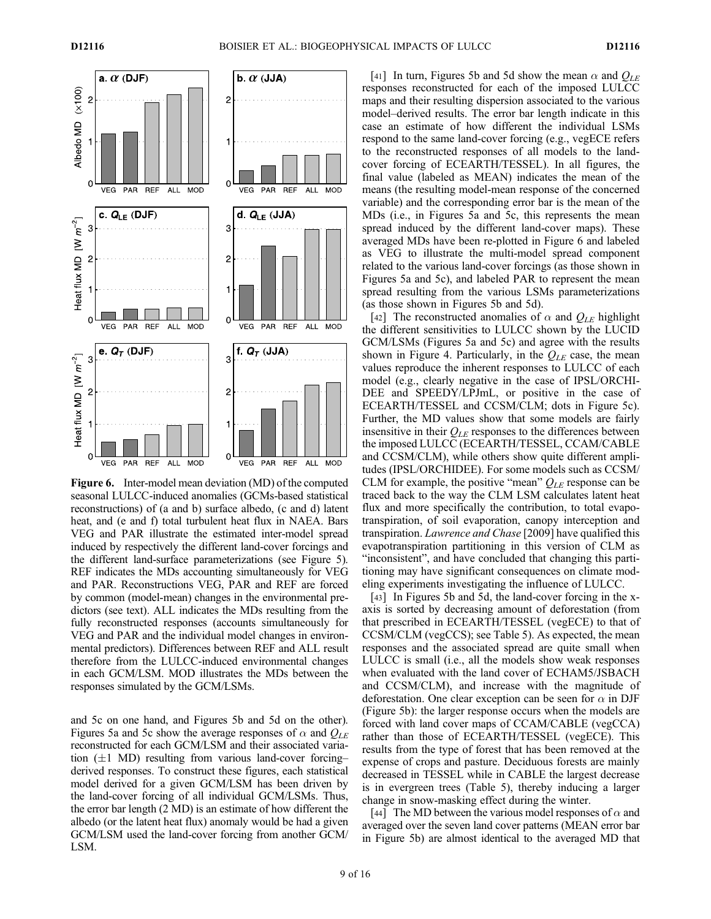**Figure 6.** Inter-model mean deviation (MD) of the computed seasonal LULCC-induced anomalies (GCMs-based statistical reconstructions) of (a and b) surface albedo, (c and d) latent heat, and (e and f) total turbulent heat flux in NAEA. Bars VEG and PAR illustrate the estimated inter-model spread induced by respectively the different land-cover forcings and the different land-surface parameterizations (see Figure 5). REF indicates the MDs accounting simultaneously for VEG and PAR. Reconstructions VEG, PAR and REF are forced by common (model-mean) changes in the environmental predictors (see text). ALL indicates the MDs resulting from the fully reconstructed responses (accounts simultaneously for VEG and PAR and the individual model changes in environmental predictors). Differences between REF and ALL result therefore from the LULCC-induced environmental changes in each GCM/LSM. MOD illustrates the MDs between the responses simulated by the GCM/LSMs.

and 5c on one hand, and Figures 5b and 5d on the other). Figures 5a and 5c show the average responses of $\alpha$ and $Q_{LE}$ reconstructed for each GCM/LSM and their associated variation ($\pm$1 MD) resulting from various land-cover forcing–derived responses. To construct these figures, each statistical model derived for a given GCM/LSM has been driven by the land-cover forcing of all individual GCM/LSMs. Thus, the error bar length (2 MD) is an estimate of how different the albedo (or the latent heat flux) anomaly would be had a given GCM/LSM used the land-cover forcing from another GCM/LSM.

[41] In turn, Figures 5b and 5d show the mean $\alpha$ and $Q_{LE}$ responses reconstructed for each of the imposed LULCC maps and their resulting dispersion associated to the various model–derived results. The error bar length indicate in this case an estimate of how different the individual LSMs respond to the same land-cover forcing (e.g., vegECE refers to the reconstructed responses of all models to the land-cover forcing of ECEARTH/TESSEL). In all figures, the final value (labeled as MEAN) indicates the mean of the means (the resulting model-mean response of the concerned variable) and the corresponding error bar is the mean of the MDs (i.e., in Figures 5a and 5c, this represents the mean spread induced by the different land-cover maps). These averaged MDs have been re-plotted in Figure 6 and labeled as VEG to illustrate the multi-model spread component related to the various land-cover forcings (as those shown in Figures 5a and 5c), and labeled PAR to represent the mean spread resulting from the various LSMs parameterizations (as those shown in Figures 5b and 5d).

[42] The reconstructed anomalies of $\alpha$ and $Q_{LE}$ highlight the different sensitivities to LULCC shown by the LUCID GCM/LSMs (Figures 5a and 5c) and agree with the results shown in Figure 4. Particularly, in the $Q_{LE}$ case, the mean values reproduce the inherent responses to LULCC of each model (e.g., clearly negative in the case of IPSL/ORCHIDEE and SPEEDY/LPJmL, or positive in the case of ECEARTH/TESSEL and CCSM/CLM; dots in Figure 5c). Further, the MD values show that some models are fairly insensitive in their $Q_{LE}$ responses to the differences between the imposed LULCC (ECEARTH/TESSEL, CCAM/CABLE and CCSM/CLM), while others show quite different amplitudes (IPSL/ORCHIDEE). For some models such as CCSM/CLM for example, the positive "mean" $Q_{LE}$ response can be traced back to the way the CLM LSM calculates latent heat flux and more specifically the contribution, to total evapotranspiration, of soil evaporation, canopy interception and transpiration. *Lawrence and Chase* [2009] have qualified this evapotranspiration partitioning in this version of CLM as "inconsistent", and have concluded that changing this partitioning may have significant consequences on climate modeling experiments investigating the influence of LULCC.

[43] In Figures 5b and 5d, the land-cover forcing in the x-axis is sorted by decreasing amount of deforestation (from that prescribed in ECEARTH/TESSEL (vegECE) to that of CCSM/CLM (vegCCS); see Table 5). As expected, the mean responses and the associated spread are quite small when LULCC is small (i.e., all the models show weak responses when evaluated with the land cover of ECHAM5/JSBACH and CCSM/CLM), and increase with the magnitude of deforestation. One clear exception can be seen for $\alpha$ in DJF (Figure 5b): the larger response occurs when the models are forced with land cover maps of CCAM/CABLE (vegCCA) rather than those of ECEARTH/TESSEL (vegECE). This results from the type of forest that has been removed at the expense of crops and pasture. Deciduous forests are mainly decreased in TESSEL while in CABLE the largest decrease is in evergreen trees (Table 5), thereby inducing a larger change in snow-masking effect during the winter.

[44] The MD between the various model responses of $\alpha$ and averaged over the seven land cover patterns (MEAN error bar in Figure 5b) are almost identical to the averaged MD that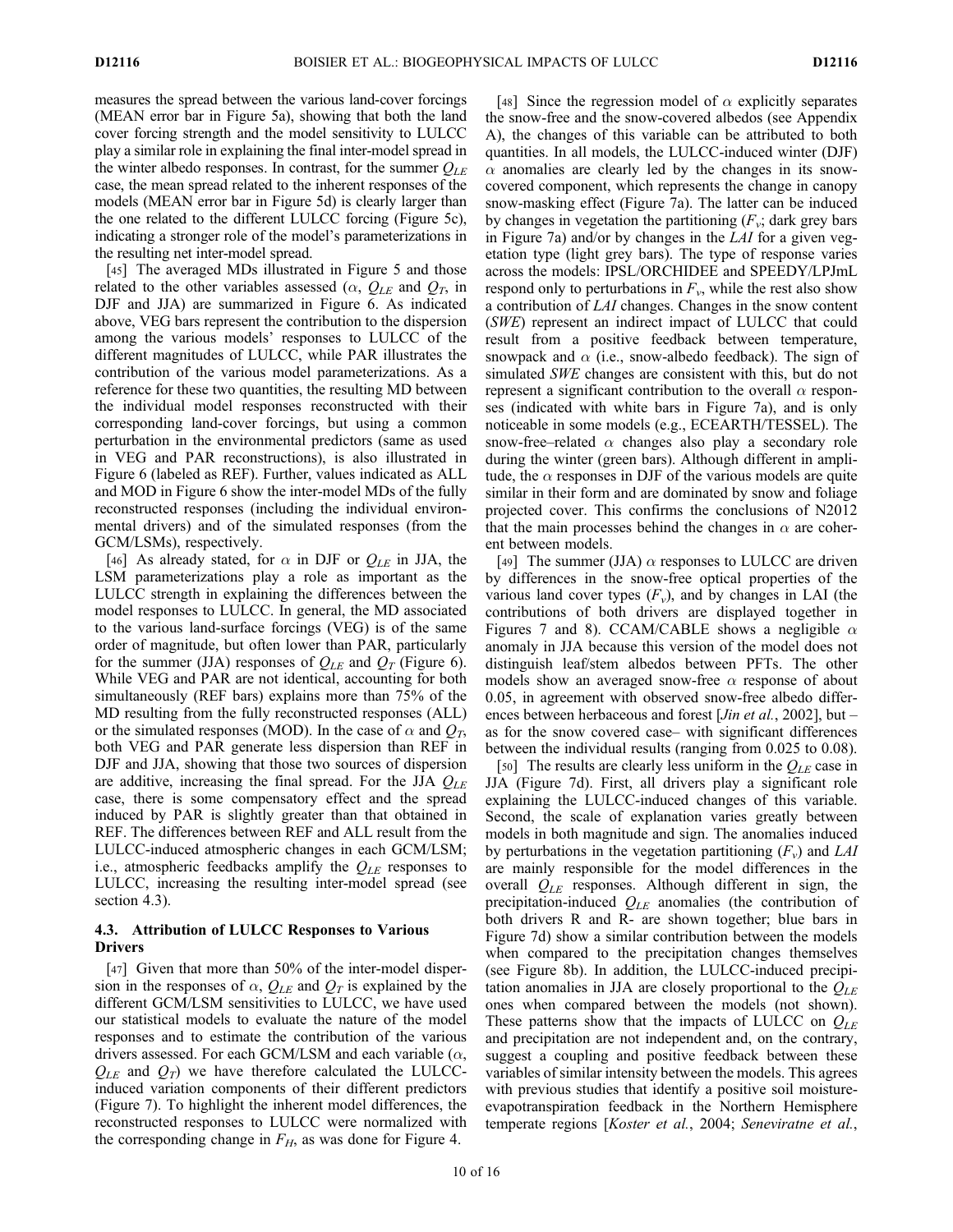measures the spread between the various land-cover forcings (MEAN error bar in Figure 5a), showing that both the land cover forcing strength and the model sensitivity to LULCC play a similar role in explaining the final inter-model spread in the winter albedo responses. In contrast, for the summer $Q_{LE}$ case, the mean spread related to the inherent responses of the models (MEAN error bar in Figure 5d) is clearly larger than the one related to the different LULCC forcing (Figure 5c), indicating a stronger role of the model's parameterizations in the resulting net inter-model spread.

[45] The averaged MDs illustrated in Figure 5 and those related to the other variables assessed ($\alpha$, $Q_{LE}$ and $Q_T$, in DJF and JJA) are summarized in Figure 6. As indicated above, VEG bars represent the contribution to the dispersion among the various models' responses to LULCC of the different magnitudes of LULCC, while PAR illustrates the contribution of the various model parameterizations. As a reference for these two quantities, the resulting MD between the individual model responses reconstructed with their corresponding land-cover forcings, but using a common perturbation in the environmental predictors (same as used in VEG and PAR reconstructions), is also illustrated in Figure 6 (labeled as REF). Further, values indicated as ALL and MOD in Figure 6 show the inter-model MDs of the fully reconstructed responses (including the individual environmental drivers) and of the simulated responses (from the GCM/LSMs), respectively.

[46] As already stated, for $\alpha$ in DJF or $Q_{LE}$ in JJA, the LSM parameterizations play a role as important as the LULCC strength in explaining the differences between the model responses to LULCC. In general, the MD associated to the various land-surface forcings (VEG) is of the same order of magnitude, but often lower than PAR, particularly for the summer (JJA) responses of $Q_{LE}$ and $Q_T$ (Figure 6). While VEG and PAR are not identical, accounting for both simultaneously (REF bars) explains more than 75% of the MD resulting from the fully reconstructed responses (ALL) or the simulated responses (MOD). In the case of $\alpha$ and $Q_T$, both VEG and PAR generate less dispersion than REF in DJF and JJA, showing that those two sources of dispersion are additive, increasing the final spread. For the JJA $Q_{LE}$ case, there is some compensatory effect and the spread induced by PAR is slightly greater than that obtained in REF. The differences between REF and ALL result from the LULCC-induced atmospheric changes in each GCM/LSM; i.e., atmospheric feedbacks amplify the $Q_{LE}$ responses to LULCC, increasing the resulting inter-model spread (see section 4.3).

### 4.3. Attribution of LULCC Responses to Various Drivers

[47] Given that more than 50% of the inter-model dispersion in the responses of $\alpha$, $Q_{LE}$ and $Q_T$ is explained by the different GCM/LSM sensitivities to LULCC, we have used our statistical models to evaluate the nature of the model responses and to estimate the contribution of the various drivers assessed. For each GCM/LSM and each variable ($\alpha$, $Q_{LE}$ and $Q_T$) we have therefore calculated the LULCC-induced variation components of their different predictors (Figure 7). To highlight the inherent model differences, the reconstructed responses to LULCC were normalized with the corresponding change in $F_H$, as was done for Figure 4.

[48] Since the regression model of $\alpha$ explicitly separates the snow-free and the snow-covered albedos (see Appendix A), the changes of this variable can be attributed to both quantities. In all models, the LULCC-induced winter (DJF) $\alpha$ anomalies are clearly led by the changes in its snow-covered component, which represents the change in canopy snow-masking effect (Figure 7a). The latter can be induced by changes in vegetation the partitioning ($F_v$; dark grey bars in Figure 7a) and/or by changes in the *LAI* for a given vegetation type (light grey bars). The type of response varies across the models: IPSL/ORCHIDEE and SPEEDY/LPJmL respond only to perturbations in $F_v$, while the rest also show a contribution of *LAI* changes. Changes in the snow content (*SWE*) represent an indirect impact of LULCC that could result from a positive feedback between temperature, snowpack and $\alpha$ (i.e., snow-albedo feedback). The sign of simulated *SWE* changes are consistent with this, but do not represent a significant contribution to the overall $\alpha$ responses (indicated with white bars in Figure 7a), and is only noticeable in some models (e.g., ECEARTH/TESSEL). The snow-free–related $\alpha$ changes also play a secondary role during the winter (green bars). Although different in amplitude, the $\alpha$ responses in DJF of the various models are quite similar in their form and are dominated by snow and foliage projected cover. This confirms the conclusions of N2012 that the main processes behind the changes in $\alpha$ are coherent between models.

[49] The summer (JJA) $\alpha$ responses to LULCC are driven by differences in the snow-free optical properties of the various land cover types ($F_v$), and by changes in LAI (the contributions of both drivers are displayed together in Figures 7 and 8). CCAM/CABLE shows a negligible $\alpha$ anomaly in JJA because this version of the model does not distinguish leaf/stem albedos between PFTs. The other models show an averaged snow-free $\alpha$ response of about 0.05, in agreement with observed snow-free albedo differences between herbaceous and forest [*Jin et al.*, 2002], but – as for the snow covered case– with significant differences between the individual results (ranging from 0.025 to 0.08).

[50] The results are clearly less uniform in the $Q_{LE}$ case in JJA (Figure 7d). First, all drivers play a significant role explaining the LULCC-induced changes of this variable. Second, the scale of explanation varies greatly between models in both magnitude and sign. The anomalies induced by perturbations in the vegetation partitioning ($F_v$) and *LAI* are mainly responsible for the model differences in the overall $Q_{LE}$ responses. Although different in sign, the precipitation-induced $Q_{LE}$ anomalies (the contribution of both drivers R and R- are shown together; blue bars in Figure 7d) show a similar contribution between the models when compared to the precipitation changes themselves (see Figure 8b). In addition, the LULCC-induced precipitation anomalies in JJA are closely proportional to the $Q_{LE}$ ones when compared between the models (not shown). These patterns show that the impacts of LULCC on $Q_{LE}$ and precipitation are not independent and, on the contrary, suggest a coupling and positive feedback between these variables of similar intensity between the models. This agrees with previous studies that identify a positive soil moisture-evapotranspiration feedback in the Northern Hemisphere temperate regions [*Koster et al.*, 2004; *Seneviratne et al.*,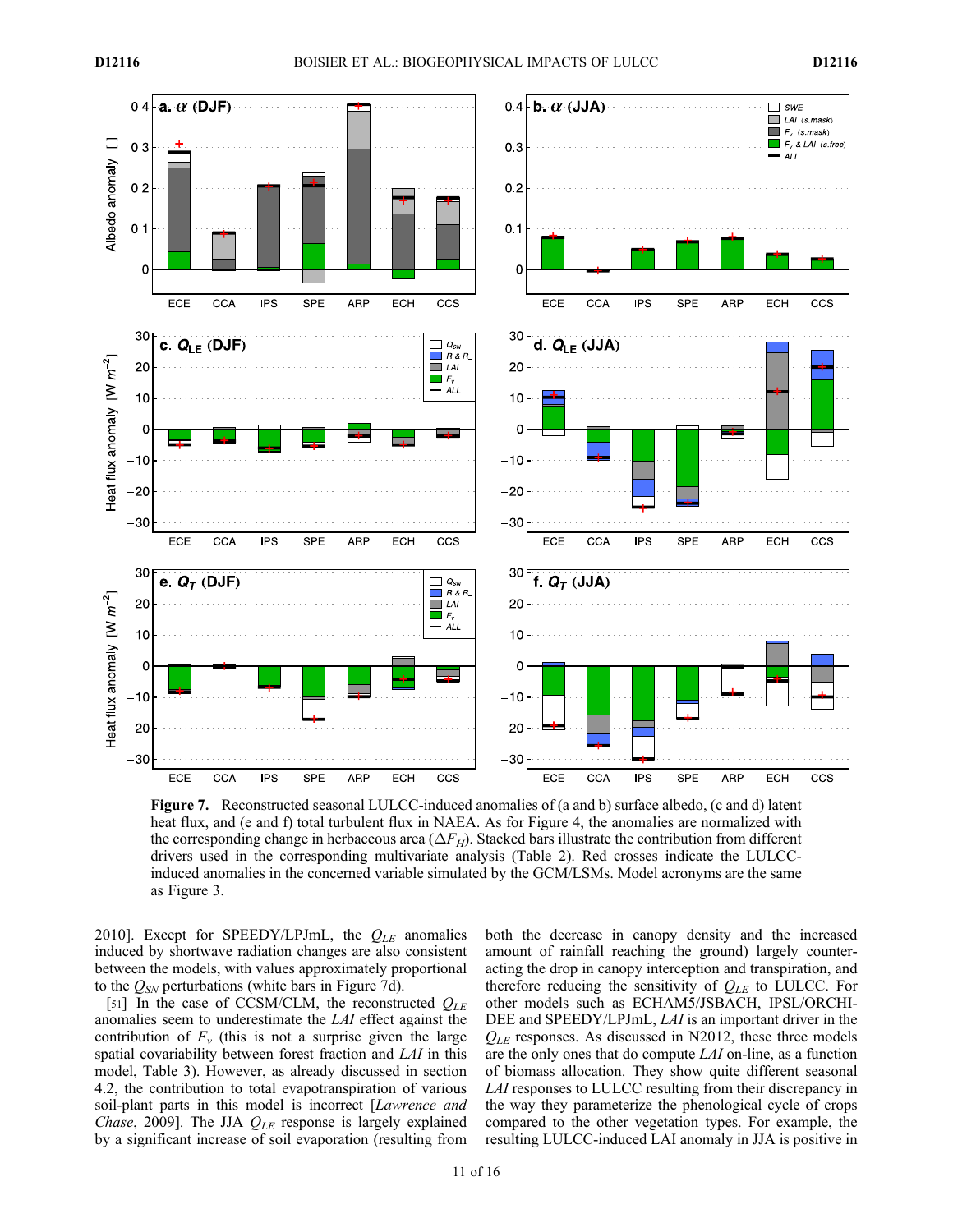**Figure 7.** Reconstructed seasonal LULCC-induced anomalies of (a and b) surface albedo, (c and d) latent heat flux, and (e and f) total turbulent flux in NAEA. As for Figure 4, the anomalies are normalized with the corresponding change in herbaceous area ($\Delta F_H$). Stacked bars illustrate the contribution from different drivers used in the corresponding multivariate analysis (Table 2). Red crosses indicate the LULCC-induced anomalies in the concerned variable simulated by the GCM/LSMs. Model acronyms are the same as Figure 3.

2010]. Except for SPEEDY/LPJmL, the $Q_{LE}$ anomalies induced by shortwave radiation changes are also consistent between the models, with values approximately proportional to the $Q_{SN}$ perturbations (white bars in Figure 7d).

[51] In the case of CCSM/CLM, the reconstructed $Q_{LE}$ anomalies seem to underestimate the *LAI* effect against the contribution of $F_v$ (this is not a surprise given the large spatial covariability between forest fraction and *LAI* in this model, Table 3). However, as already discussed in section 4.2, the contribution to total evapotranspiration of various soil-plant parts in this model is incorrect [*Lawrence and Chase*, 2009]. The JJA $Q_{LE}$ response is largely explained by a significant increase of soil evaporation (resulting from both the decrease in canopy density and the increased amount of rainfall reaching the ground) largely counteracting the drop in canopy interception and transpiration, and therefore reducing the sensitivity of $Q_{LE}$ to LULCC. For other models such as ECHAM5/JSBACH, IPSL/ORCHIDEE and SPEEDY/LPJmL, *LAI* is an important driver in the $Q_{LE}$ responses. As discussed in N2012, these three models are the only ones that do compute *LAI* on-line, as a function of biomass allocation. They show quite different seasonal *LAI* responses to LULCC resulting from their discrepancy in the way they parameterize the phenological cycle of crops compared to the other vegetation types. For example, the resulting LULCC-induced LAI anomaly in JJA is positive in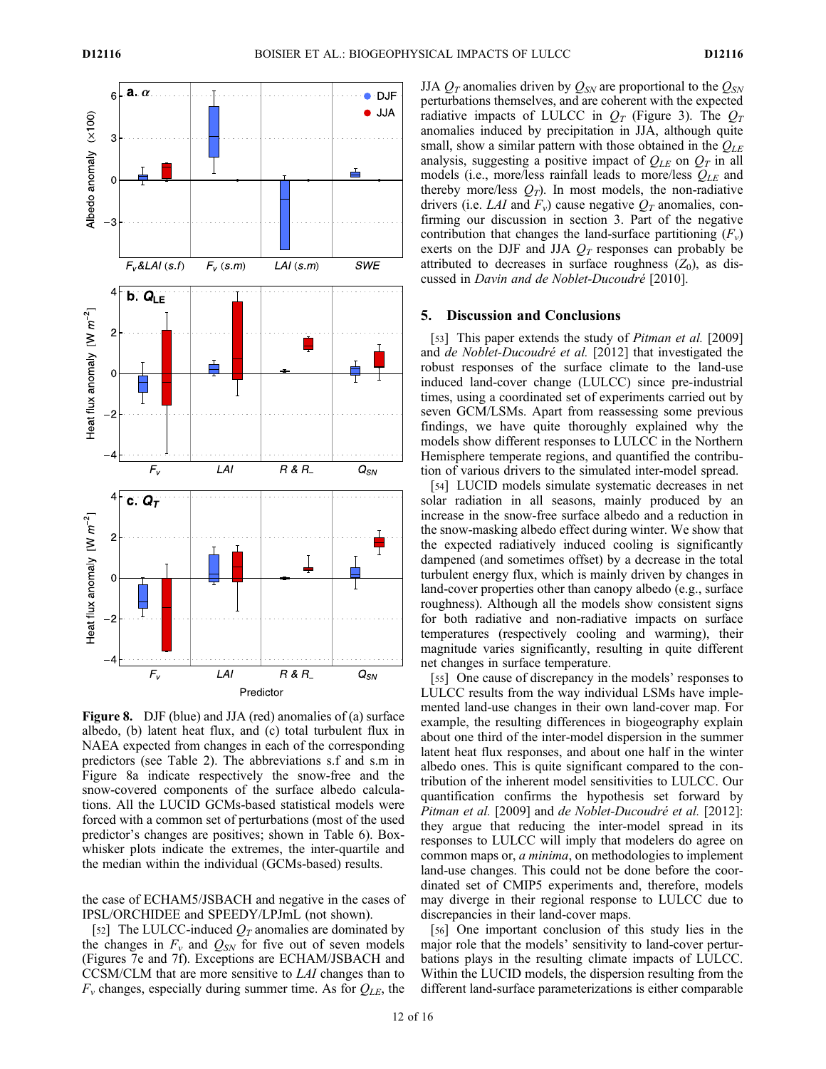**Figure 8.** DJF (blue) and JJA (red) anomalies of (a) surface albedo, (b) latent heat flux, and (c) total turbulent flux in NAEA expected from changes in each of the corresponding predictors (see Table 2). The abbreviations s.f and s.m in Figure 8a indicate respectively the snow-free and the snow-covered components of the surface albedo calculations. All the LUCID GCMs-based statistical models were forced with a common set of perturbations (most of the used predictor's changes are positives; shown in Table 6). Box-whisker plots indicate the extremes, the inter-quartile and the median within the individual (GCMs-based) results.

the case of ECHAM5/JSBACH and negative in the cases of IPSL/ORCHIDEE and SPEEDY/LPJmL (not shown).

[52] The LULCC-induced $Q_T$ anomalies are dominated by the changes in $F_v$ and $Q_{SN}$ for five out of seven models (Figures 7e and 7f). Exceptions are ECHAM/JSBACH and CCSM/CLM that are more sensitive to *LAI* changes than to $F_v$ changes, especially during summer time. As for $Q_{LE}$, the JJA $Q_T$ anomalies driven by $Q_{SN}$ are proportional to the $Q_{SN}$ perturbations themselves, and are coherent with the expected radiative impacts of LULCC in $Q_T$ (Figure 3). The $Q_T$ anomalies induced by precipitation in JJA, although quite small, show a similar pattern with those obtained in the $Q_{LE}$ analysis, suggesting a positive impact of $Q_{LE}$ on $Q_T$ in all models (i.e., more/less rainfall leads to more/less $Q_{LE}$ and thereby more/less $Q_T$). In most models, the non-radiative drivers (i.e. *LAI* and $F_v$) cause negative $Q_T$ anomalies, confirming our discussion in section 3. Part of the negative contribution that changes the land-surface partitioning ($F_v$) exerts on the DJF and JJA $Q_T$ responses can probably be attributed to decreases in surface roughness ($Z_0$), as discussed in *Davin and de Noblet-Ducoudré* [2010].

## 5. Discussion and Conclusions

[53] This paper extends the study of *Pitman et al.* [2009] and *de Noblet-Ducoudré et al.* [2012] that investigated the robust responses of the surface climate to the land-use induced land-cover change (LULCC) since pre-industrial times, using a coordinated set of experiments carried out by seven GCM/LSMs. Apart from reassessing some previous findings, we have quite thoroughly explained why the models show different responses to LULCC in the Northern Hemisphere temperate regions, and quantified the contribution of various drivers to the simulated inter-model spread.

[54] LUCID models simulate systematic decreases in net solar radiation in all seasons, mainly produced by an increase in the snow-free surface albedo and a reduction in the snow-masking albedo effect during winter. We show that the expected radiatively induced cooling is significantly dampened (and sometimes offset) by a decrease in the total turbulent energy flux, which is mainly driven by changes in land-cover properties other than canopy albedo (e.g., surface roughness). Although all the models show consistent signs for both radiative and non-radiative impacts on surface temperatures (respectively cooling and warming), their magnitude varies significantly, resulting in quite different net changes in surface temperature.

[55] One cause of discrepancy in the models' responses to LULCC results from the way individual LSMs have implemented land-use changes in their own land-cover map. For example, the resulting differences in biogeography explain about one third of the inter-model dispersion in the summer latent heat flux responses, and about one half in the winter albedo ones. This is quite significant compared to the contribution of the inherent model sensitivities to LULCC. Our quantification confirms the hypothesis set forward by *Pitman et al.* [2009] and *de Noblet-Ducoudré et al.* [2012]: they argue that reducing the inter-model spread in its responses to LULCC will imply that modelers do agree on common maps or, *a minima*, on methodologies to implement land-use changes. This could not be done before the coordinated set of CMIP5 experiments and, therefore, models may diverge in their regional response to LULCC due to discrepancies in their land-cover maps.

[56] One important conclusion of this study lies in the major role that the models' sensitivity to land-cover perturbations plays in the resulting climate impacts of LULCC. Within the LUCID models, the dispersion resulting from the different land-surface parameterizations is either comparable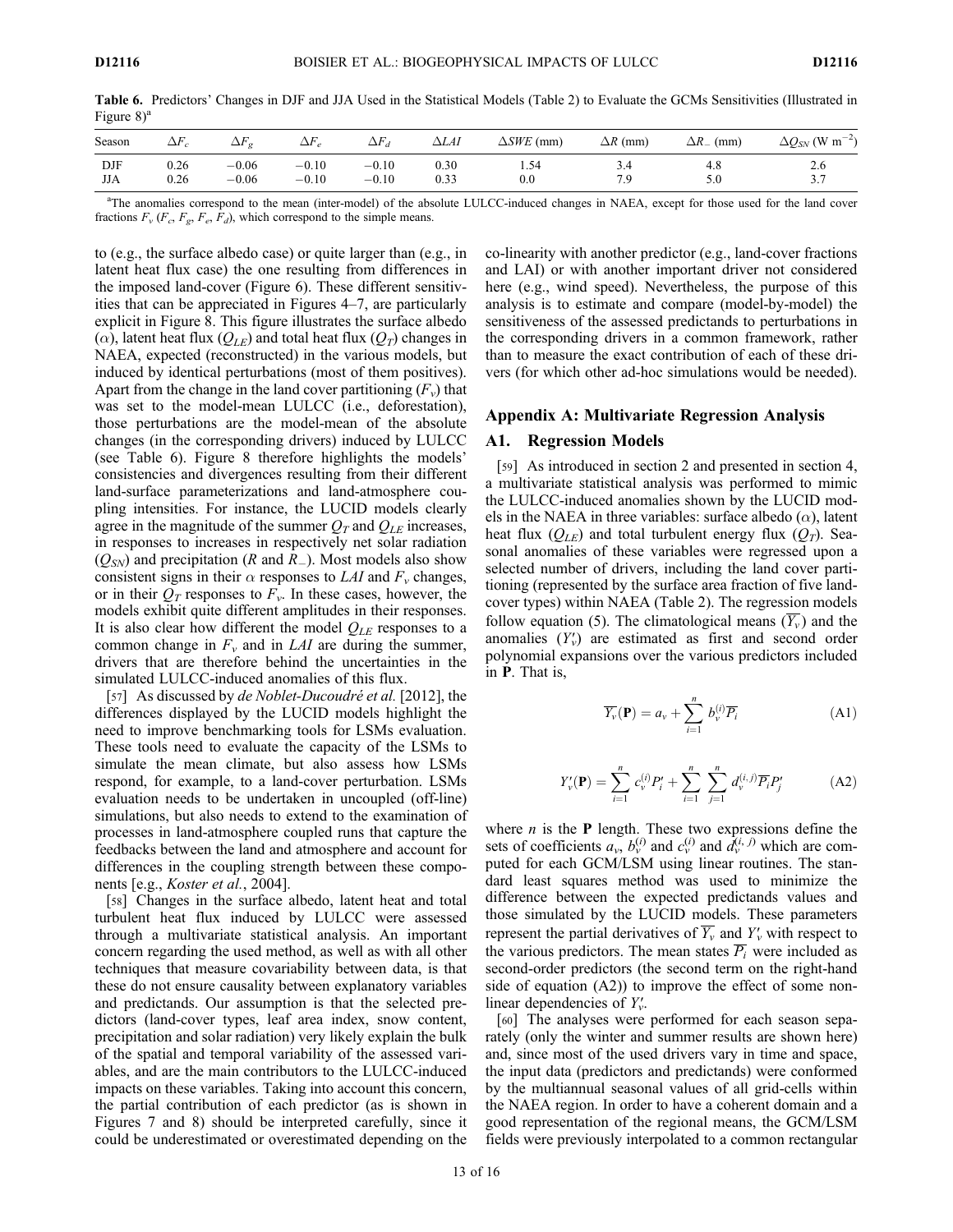**Table 6.** Predictors' Changes in DJF and JJA Used in the Statistical Models (Table 2) to Evaluate the GCMs Sensitivities (Illustrated in Figure 8)[a]

| Season | $\Delta F_c$ | $\Delta F_g$ | $\Delta F_e$ | $\Delta F_d$ | $\Delta LAI$ | $\Delta SWE$ (mm) | $\Delta R$ (mm) | $\Delta R_-$ (mm) | $\Delta Q_{SN}$ (W m$^{-2}$) |
|---|---|---|---|---|---|---|---|---|---|
| DJF | 0.26 | −0.06 | −0.10 | −0.10 | 0.30 | 1.54 | 3.4 | 4.8 | 2.6 |
| JJA | 0.26 | −0.06 | −0.10 | −0.10 | 0.33 | 0.0 | 7.9 | 5.0 | 3.7 |

[a]The anomalies correspond to the mean (inter-model) of the absolute LULCC-induced changes in NAEA, except for those used for the land cover fractions $F_v$ ($F_c$, $F_g$, $F_e$, $F_d$), which correspond to the simple means.

to (e.g., the surface albedo case) or quite larger than (e.g., in latent heat flux case) the one resulting from differences in the imposed land-cover (Figure 6). These different sensitivities that can be appreciated in Figures 4–7, are particularly explicit in Figure 8. This figure illustrates the surface albedo ($\alpha$), latent heat flux ($Q_{LE}$) and total heat flux ($Q_T$) changes in NAEA, expected (reconstructed) in the various models, but induced by identical perturbations (most of them positives). Apart from the change in the land cover partitioning ($F_v$) that was set to the model-mean LULCC (i.e., deforestation), those perturbations are the model-mean of the absolute changes (in the corresponding drivers) induced by LULCC (see Table 6). Figure 8 therefore highlights the models' consistencies and divergences resulting from their different land-surface parameterizations and land-atmosphere coupling intensities. For instance, the LUCID models clearly agree in the magnitude of the summer $Q_T$ and $Q_{LE}$ increases, in responses to increases in respectively net solar radiation ($Q_{SN}$) and precipitation ($R$ and $R_-$). Most models also show consistent signs in their $\alpha$ responses to $LAI$ and $F_v$ changes, or in their $Q_T$ responses to $F_v$. In these cases, however, the models exhibit quite different amplitudes in their responses. It is also clear how different the model $Q_{LE}$ responses to a common change in $F_v$ and in $LAI$ are during the summer, drivers that are therefore behind the uncertainties in the simulated LULCC-induced anomalies of this flux.

[57] As discussed by *de Noblet-Ducoudré et al.* [2012], the differences displayed by the LUCID models highlight the need to improve benchmarking tools for LSMs evaluation. These tools need to evaluate the capacity of the LSMs to simulate the mean climate, but also assess how LSMs respond, for example, to a land-cover perturbation. LSMs evaluation needs to be undertaken in uncoupled (off-line) simulations, but also needs to extend to the examination of processes in land-atmosphere coupled runs that capture the feedbacks between the land and atmosphere and account for differences in the coupling strength between these components [e.g., *Koster et al.*, 2004].

[58] Changes in the surface albedo, latent heat and total turbulent heat flux induced by LULCC were assessed through a multivariate statistical analysis. An important concern regarding the used method, as well as with all other techniques that measure covariability between data, is that these do not ensure causality between explanatory variables and predictands. Our assumption is that the selected predictors (land-cover types, leaf area index, snow content, precipitation and solar radiation) very likely explain the bulk of the spatial and temporal variability of the assessed variables, and are the main contributors to the LULCC-induced impacts on these variables. Taking into account this concern, the partial contribution of each predictor (as is shown in Figures 7 and 8) should be interpreted carefully, since it could be underestimated or overestimated depending on the co-linearity with another predictor (e.g., land-cover fractions and LAI) or with another important driver not considered here (e.g., wind speed). Nevertheless, the purpose of this analysis is to estimate and compare (model-by-model) the sensitiveness of the assessed predictands to perturbations in the corresponding drivers in a common framework, rather than to measure the exact contribution of each of these drivers (for which other ad-hoc simulations would be needed).

## Appendix A: Multivariate Regression Analysis

### A1. Regression Models

[59] As introduced in section 2 and presented in section 4, a multivariate statistical analysis was performed to mimic the LULCC-induced anomalies shown by the LUCID models in the NAEA in three variables: surface albedo ($\alpha$), latent heat flux ($Q_{LE}$) and total turbulent energy flux ($Q_T$). Seasonal anomalies of these variables were regressed upon a selected number of drivers, including the land cover partitioning (represented by the surface area fraction of five land-cover types) within NAEA (Table 2). The regression models follow equation (5). The climatological means ($\overline{Y_v}$) and the anomalies ($Y_v'$) are estimated as first and second order polynomial expansions over the various predictors included in **P**. That is,

$$\overline{Y_v}(\mathbf{P}) = a_v + \sum_{i=1}^{n} b_v^{(i)} \overline{P_i} \tag{A1}$$

$$Y_v'(\mathbf{P}) = \sum_{i=1}^{n} c_v^{(i)} P_i' + \sum_{i=1}^{n} \sum_{j=1}^{n} d_v^{(i,j)} \overline{P_i} P_j' \tag{A2}$$

where $n$ is the **P** length. These two expressions define the sets of coefficients $a_v$, $b_v^{(i)}$ and $c_v^{(i)}$ and $d_v^{(i,j)}$ which are computed for each GCM/LSM using linear routines. The standard least squares method was used to minimize the difference between the expected predictands values and those simulated by the LUCID models. These parameters represent the partial derivatives of $\overline{Y_v}$ and $Y_v'$ with respect to the various predictors. The mean states $\overline{P_i}$ were included as second-order predictors (the second term on the right-hand side of equation (A2)) to improve the effect of some non-linear dependencies of $Y_v'$.

[60] The analyses were performed for each season separately (only the winter and summer results are shown here) and, since most of the used drivers vary in time and space, the input data (predictors and predictands) were conformed by the multiannual seasonal values of all grid-cells within the NAEA region. In order to have a coherent domain and a good representation of the regional means, the GCM/LSM fields were previously interpolated to a common rectangular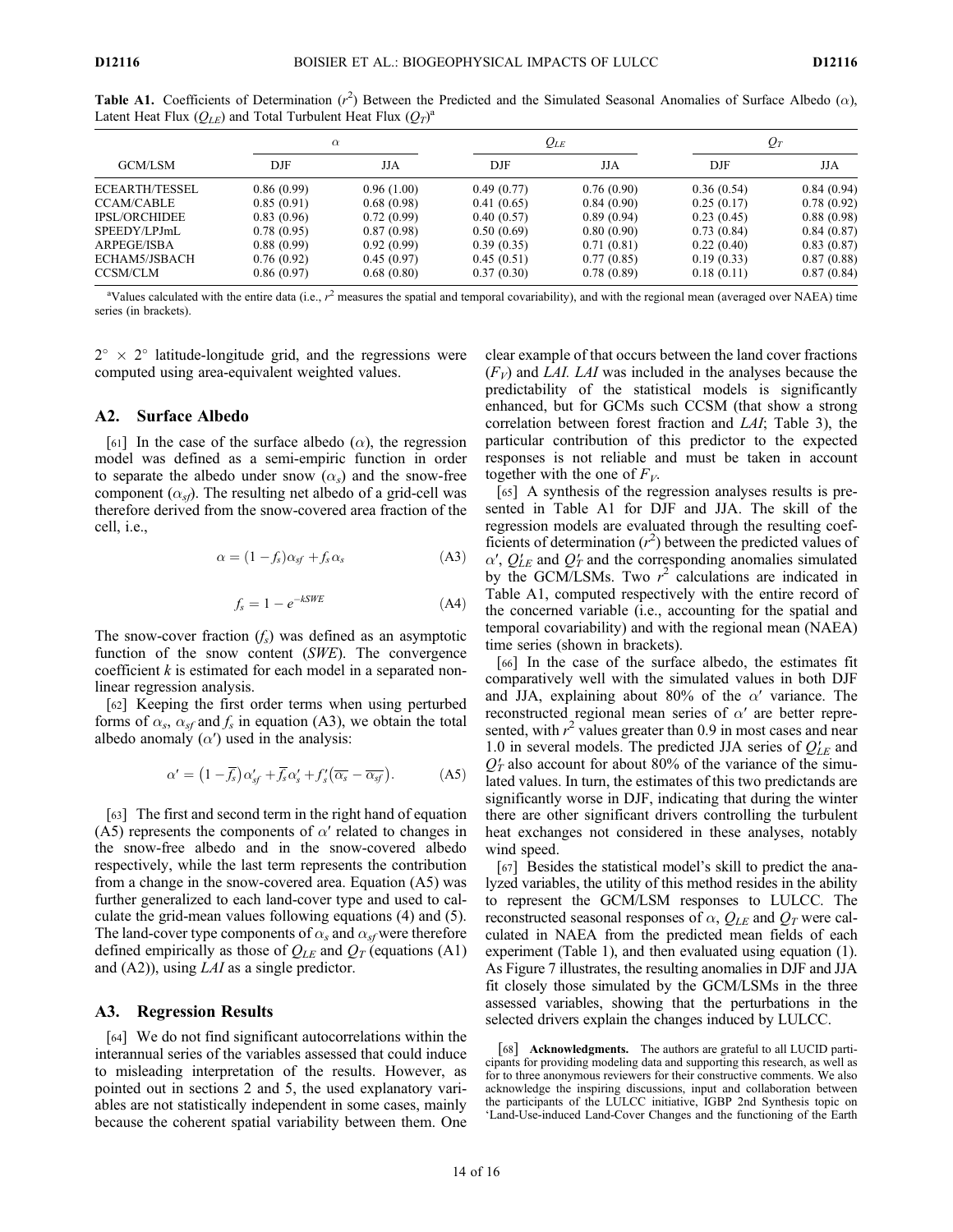**Table A1.** Coefficients of Determination ($r^2$) Between the Predicted and the Simulated Seasonal Anomalies of Surface Albedo ($\alpha$), Latent Heat Flux ($Q_{LE}$) and Total Turbulent Heat Flux ($Q_T$)[a]

| GCM/LSM | $\alpha$ | | $Q_{LE}$ | | $Q_T$ | |
|---|---|---|---|---|---|---|
| | DJF | JJA | DJF | JJA | DJF | JJA |
| ECEARTH/TESSEL | 0.86 (0.99) | 0.96 (1.00) | 0.49 (0.77) | 0.76 (0.90) | 0.36 (0.54) | 0.84 (0.94) |
| CCAM/CABLE | 0.85 (0.91) | 0.68 (0.98) | 0.41 (0.65) | 0.84 (0.90) | 0.25 (0.17) | 0.78 (0.92) |
| IPSL/ORCHIDEE | 0.83 (0.96) | 0.72 (0.99) | 0.40 (0.57) | 0.89 (0.94) | 0.23 (0.45) | 0.88 (0.98) |
| SPEEDY/LPJmL | 0.78 (0.95) | 0.87 (0.98) | 0.50 (0.69) | 0.80 (0.90) | 0.73 (0.84) | 0.84 (0.87) |
| ARPEGE/ISBA | 0.88 (0.99) | 0.92 (0.99) | 0.39 (0.35) | 0.71 (0.81) | 0.22 (0.40) | 0.83 (0.87) |
| ECHAM5/JSBACH | 0.76 (0.92) | 0.45 (0.97) | 0.45 (0.51) | 0.77 (0.85) | 0.19 (0.33) | 0.87 (0.88) |
| CCSM/CLM | 0.86 (0.97) | 0.68 (0.80) | 0.37 (0.30) | 0.78 (0.89) | 0.18 (0.11) | 0.87 (0.84) |

[a]Values calculated with the entire data (i.e., $r^2$ measures the spatial and temporal covariability), and with the regional mean (averaged over NAEA) time series (in brackets).

$2^\circ \times 2^\circ$ latitude-longitude grid, and the regressions were computed using area-equivalent weighted values.

## A2. Surface Albedo

[61] In the case of the surface albedo ($\alpha$), the regression model was defined as a semi-empiric function in order to separate the albedo under snow ($\alpha_s$) and the snow-free component ($\alpha_{sf}$). The resulting net albedo of a grid-cell was therefore derived from the snow-covered area fraction of the cell, i.e.,

$$\alpha = (1 - f_s)\alpha_{sf} + f_s \alpha_s \tag{A3}$$

$$f_s = 1 - e^{-kSWE} \tag{A4}$$

The snow-cover fraction ($f_s$) was defined as an asymptotic function of the snow content (*SWE*). The convergence coefficient $k$ is estimated for each model in a separated non-linear regression analysis.

[62] Keeping the first order terms when using perturbed forms of $\alpha_s$, $\alpha_{sf}$ and $f_s$ in equation (A3), we obtain the total albedo anomaly ($\alpha'$) used in the analysis:

$$\alpha' = \left(1 - \overline{f_s}\right)\alpha'_{sf} + \overline{f_s}\alpha'_s + f'_s\left(\overline{\alpha_s} - \overline{\alpha_{sf}}\right). \tag{A5}$$

[63] The first and second term in the right hand of equation (A5) represents the components of $\alpha'$ related to changes in the snow-free albedo and in the snow-covered albedo respectively, while the last term represents the contribution from a change in the snow-covered area. Equation (A5) was further generalized to each land-cover type and used to calculate the grid-mean values following equations (4) and (5). The land-cover type components of $\alpha_s$ and $\alpha_{sf}$ were therefore defined empirically as those of $Q_{LE}$ and $Q_T$ (equations (A1) and (A2)), using *LAI* as a single predictor.

## A3. Regression Results

[64] We do not find significant autocorrelations within the interannual series of the variables assessed that could induce to misleading interpretation of the results. However, as pointed out in sections 2 and 5, the used explanatory variables are not statistically independent in some cases, mainly because the coherent spatial variability between them. One clear example of that occurs between the land cover fractions ($F_V$) and *LAI*. *LAI* was included in the analyses because the predictability of the statistical models is significantly enhanced, but for GCMs such CCSM (that show a strong correlation between forest fraction and *LAI*; Table 3), the particular contribution of this predictor to the expected responses is not reliable and must be taken in account together with the one of $F_V$.

[65] A synthesis of the regression analyses results is presented in Table A1 for DJF and JJA. The skill of the regression models are evaluated through the resulting coefficients of determination ($r^2$) between the predicted values of $\alpha'$, $Q'_{LE}$ and $Q'_T$ and the corresponding anomalies simulated by the GCM/LSMs. Two $r^2$ calculations are indicated in Table A1, computed respectively with the entire record of the concerned variable (i.e., accounting for the spatial and temporal covariability) and with the regional mean (NAEA) time series (shown in brackets).

[66] In the case of the surface albedo, the estimates fit comparatively well with the simulated values in both DJF and JJA, explaining about 80% of the $\alpha'$ variance. The reconstructed regional mean series of $\alpha'$ are better represented, with $r^2$ values greater than 0.9 in most cases and near 1.0 in several models. The predicted JJA series of $Q'_{LE}$ and $Q'_T$ also account for about 80% of the variance of the simulated values. In turn, the estimates of this two predictands are significantly worse in DJF, indicating that during the winter there are other significant drivers controlling the turbulent heat exchanges not considered in these analyses, notably wind speed.

[67] Besides the statistical model's skill to predict the analyzed variables, the utility of this method resides in the ability to represent the GCM/LSM responses to LULCC. The reconstructed seasonal responses of $\alpha$, $Q_{LE}$ and $Q_T$ were calculated in NAEA from the predicted mean fields of each experiment (Table 1), and then evaluated using equation (1). As Figure 7 illustrates, the resulting anomalies in DJF and JJA fit closely those simulated by the GCM/LSMs in the three assessed variables, showing that the perturbations in the selected drivers explain the changes induced by LULCC.

[68] **Acknowledgments.** The authors are grateful to all LUCID participants for providing modeling data and supporting this research, as well as for to three anonymous reviewers for their constructive comments. We also acknowledge the inspiring discussions, input and collaboration between the participants of the LULCC initiative, IGBP 2nd Synthesis topic on 'Land-Use-induced Land-Cover Changes and the functioning of the Earth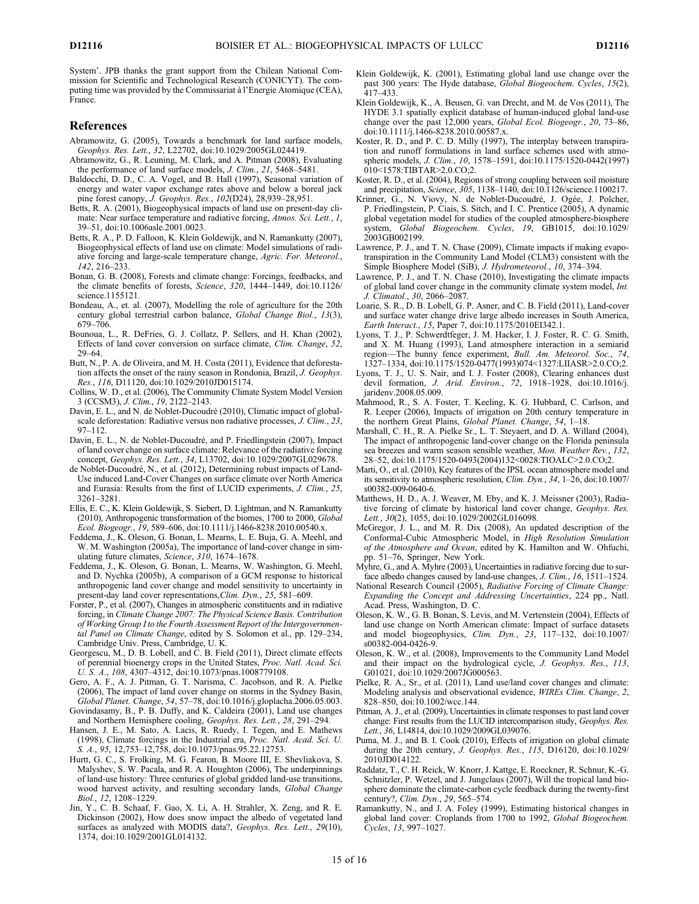System'. JPB thanks the grant support from the Chilean National Commission for Scientific and Technological Research (CONICYT). The computing time was provided by the Commissariat à l'Energie Atomique (CEA), France.

## References

Abramowitz, G. (2005), Towards a benchmark for land surface models, *Geophys. Res. Lett.*, *32*, L22702, doi:10.1029/2005GL024419.

Abramowitz, G., R. Leuning, M. Clark, and A. Pitman (2008), Evaluating the performance of land surface models, *J. Clim.*, *21*, 5468–5481.

Baldocchi, D. D., C. A. Vogel, and B. Hall (1997), Seasonal variation of energy and water vapor exchange rates above and below a boreal jack pine forest canopy, *J. Geophys. Res.*, *102*(D24), 28,939–28,951.

Betts, R. A. (2001), Biogeophysical impacts of land use on present-day climate: Near surface temperature and radiative forcing, *Atmos. Sci. Lett.*, *1*, 39–51, doi:10.1006asle.2001.0023.

Betts, R. A., P. D. Falloon, K. Klein Goldewijk, and N. Ramankutty (2007), Biogeophysical effects of land use on climate: Model simulations of radiative forcing and large-scale temperature change, *Agric. For. Meteorol.*, *142*, 216–233.

Bonan, G. B. (2008), Forests and climate change: Forcings, feedbacks, and the climate benefits of forests, *Science*, *320*, 1444–1449, doi:10.1126/science.1155121.

Bondeau, A., et. al. (2007), Modelling the role of agriculture for the 20th century global terrestrial carbon balance, *Global Change Biol.*, *13*(3), 679–706.

Bounoua, L., R. DeFries, G. J. Collatz, P. Sellers, and H. Khan (2002), Effects of land cover conversion on surface climate, *Clim. Change*, *52*, 29–64.

Butt, N., P. A. de Oliveira, and M. H. Costa (2011), Evidence that deforestation affects the onset of the rainy season in Rondonia, Brazil, *J. Geophys. Res.*, *116*, D11120, doi:10.1029/2010JD015174.

Collins, W. D., et al. (2006), The Community Climate System Model Version 3 (CCSM3), *J. Clim.*, *19*, 2122–2143.

Davin, E. L., and N. de Noblet-Ducoudré (2010), Climatic impact of global-scale deforestation: Radiative versus non radiative processes, *J. Clim.*, *23*, 97–112.

Davin, E. L., N. de Noblet-Ducoudré, and P. Friedlingstein (2007), Impact of land cover change on surface climate: Relevance of the radiative forcing concept, *Geophys. Res. Lett.*, *34*, L13702, doi:10.1029/2007GL029678.

de Noblet-Ducoudré, N., et al. (2012), Determining robust impacts of Land-Use induced Land-Cover Changes on surface climate over North America and Eurasia: Results from the first of LUCID experiments, *J. Clim.*, *25*, 3261–3281.

Ellis, E. C., K. Klein Goldewijk, S. Siebert, D. Lightman, and N. Ramankutty (2010), Anthropogenic transformation of the biomes, 1700 to 2000, *Global Ecol. Biogeogr.*, *19*, 589–606, doi:10.1111/j.1466-8238.2010.00540.x.

Feddema, J., K. Oleson, G. Bonan, L. Mearns, L. E. Buja, G. A. Meehl, and W. M. Washington (2005a), The importance of land-cover change in simulating future climates, *Science*, *310*, 1674–1678.

Feddema, J., K. Oleson, G. Bonan, L. Mearns, W. Washington, G. Meehl, and D. Nychka (2005b), A comparison of a GCM response to historical anthropogenic land cover change and model sensitivity to uncertainty in present-day land cover representations, *Clim. Dyn.*, *25*, 581–609.

Forster, P., et al. (2007), Changes in atmospheric constituents and in radiative forcing, in *Climate Change 2007: The Physical Science Basis. Contribution of Working Group I to the Fourth Assessment Report of the Intergovernmental Panel on Climate Change*, edited by S. Solomon et al., pp. 129–234, Cambridge Univ. Press, Cambridge, U. K.

Georgescu, M., D. B. Lobell, and C. B. Field (2011), Direct climate effects of perennial bioenergy crops in the United States, *Proc. Natl. Acad. Sci. U. S. A.*, *108*, 4307–4312, doi:10.1073/pnas.1008779108.

Gero, A. F., A. J. Pitman, G. T. Narisma, C. Jacobson, and R. A. Pielke (2006), The impact of land cover change on storms in the Sydney Basin, *Global Planet. Change*, *54*, 57–78, doi:10.1016/j.gloplacha.2006.05.003.

Govindasamy, B., P. B. Duffy, and K. Caldeira (2001), Land use changes and Northern Hemisphere cooling, *Geophys. Res. Lett.*, *28*, 291–294.

Hansen, J. E., M. Sato, A. Lacis, R. Ruedy, I. Tegen, and E. Mathews (1998), Climate forcings in the Industrial era, *Proc. Natl. Acad. Sci. U. S. A.*, *95*, 12,753–12,758, doi:10.1073/pnas.95.22.12753.

Hurtt, G. C., S. Frolking, M. G. Fearon, B. Moore III, E. Shevliakova, S. Malyshev, S. W. Pacala, and R. A. Houghton (2006), The underpinnings of land-use history: Three centuries of global gridded land-use transitions, wood harvest activity, and resulting secondary lands, *Global Change Biol.*, *12*, 1208–1229.

Jin, Y., C. B. Schaaf, F. Gao, X. Li, A. H. Strahler, X. Zeng, and R. E. Dickinson (2002), How does snow impact the albedo of vegetated land surfaces as analyzed with MODIS data?, *Geophys. Res. Lett.*, *29*(10), 1374, doi:10.1029/2001GL014132.

Klein Goldewijk, K. (2001), Estimating global land use change over the past 300 years: The Hyde database, *Global Biogeochem. Cycles*, *15*(2), 417–433.

Klein Goldewijk, K., A. Beusen, G. van Drecht, and M. de Vos (2011), The HYDE 3.1 spatially explicit database of human-induced global land-use change over the past 12,000 years, *Global Ecol. Biogeogr.*, *20*, 73–86, doi:10.1111/j.1466-8238.2010.00587.x.

Koster, R. D., and P. C. D. Milly (1997), The interplay between transpiration and runoff formulations in land surface schemes used with atmospheric models, *J. Clim.*, *10*, 1578–1591, doi:10.1175/1520-0442(1997)010<1578:TIBTAR>2.0.CO;2.

Koster, R. D., et al. (2004), Regions of strong coupling between soil moisture and precipitation, *Science*, *305*, 1138–1140, doi:10.1126/science.1100217.

Krinner, G., N. Viovy, N. de Noblet-Ducoudré, J. Ogée, J. Polcher, P. Friedlingstein, P. Ciais, S. Sitch, and I. C. Prentice (2005), A dynamic global vegetation model for studies of the coupled atmosphere-biosphere system, *Global Biogeochem. Cycles*, *19*, GB1015, doi:10.1029/2003GB002199.

Lawrence, P. J., and T. N. Chase (2009), Climate impacts if making evapotranspiration in the Community Land Model (CLM3) consistent with the Simple Biosphere Model (SiB), *J. Hydrometeorol.*, *10*, 374–394.

Lawrence, P. J., and T. N. Chase (2010), Investigating the climate impacts of global land cover change in the community climate system model, *Int. J. Climatol.*, *30*, 2066–2087.

Loarie, S. R., D. B. Lobell, G. P. Asner, and C. B. Field (2011), Land-cover and surface water change drive large albedo increases in South America, *Earth Interact.*, *15*, Paper 7, doi:10.1175/2010EI342.1.

Lyons, T. J., P. Schwerdtfeger, J. M. Hacker, I. J. Foster, R. C. G. Smith, and X. M. Huang (1993), Land atmosphere interaction in a semiarid region—The bunny fence experiment, *Bull. Am. Meteorol. Soc.*, *74*, 1327–1334, doi:10.1175/1520-0477(1993)074<1327:LIASR>2.0.CO;2.

Lyons, T. J., U. S. Nair, and I. J. Foster (2008), Clearing enhances dust devil formation, *J. Arid. Environ.*, *72*, 1918–1928, doi:10.1016/j.jaridenv.2008.05.009.

Mahmood, R., S. A. Foster, T. Keeling, K. G. Hubbard, C. Carlson, and R. Leeper (2006), Impacts of irrigation on 20th century temperature in the northern Great Plains, *Global Planet. Change*, *54*, 1–18.

Marshall, C. H., R. A. Pielke Sr., L. T. Steyaert, and D. A. Willard (2004), The impact of anthropogenic land-cover change on the Florida peninsula sea breezes and warm season sensible weather, *Mon. Weather Rev.*, *132*, 28–52, doi:10.1175/1520-0493(2004)132<0028:TIOALC>2.0.CO;2.

Marti, O., et al. (2010), Key features of the IPSL ocean atmosphere model and its sensitivity to atmospheric resolution, *Clim. Dyn.*, *34*, 1–26, doi:10.1007/s00382-009-0640-6.

Matthews, H. D., A. J. Weaver, M. Eby, and K. J. Meissner (2003), Radiative forcing of climate by historical land cover change, *Geophys. Res. Lett.*, *30*(2), 1055, doi:10.1029/2002GL016098.

McGregor, J. L., and M. R. Dix (2008), An updated description of the Conformal-Cubic Atmospheric Model, in *High Resolution Simulation of the Atmosphere and Ocean*, edited by K. Hamilton and W. Ohfuchi, pp. 51–76, Springer, New York.

Myhre, G., and A. Myhre (2003), Uncertainties in radiative forcing due to surface albedo changes caused by land-use changes, *J. Clim.*, *16*, 1511–1524.

National Research Council (2005), *Radiative Forcing of Climate Change: Expanding the Concept and Addressing Uncertainties*, 224 pp., Natl. Acad. Press, Washington, D. C.

Oleson, K. W., G. B. Bonan, S. Levis, and M. Vertenstein (2004), Effects of land use change on North American climate: Impact of surface datasets and model biogeophysics, *Clim. Dyn.*, *23*, 117–132, doi:10.1007/s00382-004-0426-9.

Oleson, K. W., et al. (2008), Improvements to the Community Land Model and their impact on the hydrological cycle, *J. Geophys. Res.*, *113*, G01021, doi:10.1029/2007JG000563.

Pielke, R. A., Sr., et al. (2011), Land use/land cover changes and climate: Modeling analysis and observational evidence, *WIREs Clim. Change*, *2*, 828–850, doi:10.1002/wcc.144.

Pitman, A. J., et al. (2009), Uncertainties in climate responses to past land cover change: First results from the LUCID intercomparison study, *Geophys. Res. Lett.*, *36*, L14814, doi:10.1029/2009GL039076.

Puma, M. J., and B. I. Cook (2010), Effects of irrigation on global climate during the 20th century, *J. Geophys. Res.*, *115*, D16120, doi:10.1029/2010JD014122.

Raddatz, T., C. H. Reick, W. Knorr, J. Kattge, E. Roeckner, R. Schnur, K.-G. Schnitzler, P. Wetzel, and J. Jungclaus (2007), Will the tropical land biosphere dominate the climate-carbon cycle feedback during the twenty-first century?, *Clim. Dyn.*, *29*, 565–574.

Ramankutty, N., and J. A. Foley (1999), Estimating historical changes in global land cover: Croplands from 1700 to 1992, *Global Biogeochem. Cycles*, *13*, 997–1027.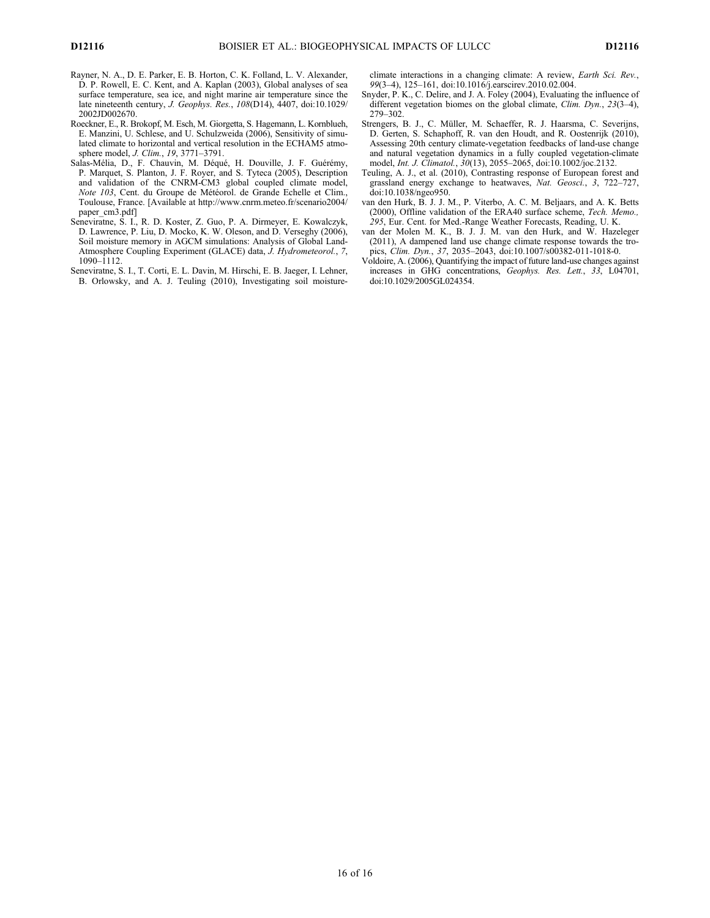Rayner, N. A., D. E. Parker, E. B. Horton, C. K. Folland, L. V. Alexander, D. P. Rowell, E. C. Kent, and A. Kaplan (2003), Global analyses of sea surface temperature, sea ice, and night marine air temperature since the late nineteenth century, *J. Geophys. Res.*, *108*(D14), 4407, doi:10.1029/2002JD002670.

Roeckner, E., R. Brokopf, M. Esch, M. Giorgetta, S. Hagemann, L. Kornblueh, E. Manzini, U. Schlese, and U. Schulzweida (2006), Sensitivity of simulated climate to horizontal and vertical resolution in the ECHAM5 atmosphere model, *J. Clim.*, *19*, 3771–3791.

Salas-Mélia, D., F. Chauvin, M. Déqué, H. Douville, J. F. Guérémy, P. Marquet, S. Planton, J. F. Royer, and S. Tyteca (2005), Description and validation of the CNRM-CM3 global coupled climate model, *Note 103*, Cent. du Groupe de Météorol. de Grande Echelle et Clim., Toulouse, France. [Available at http://www.cnrm.meteo.fr/scenario2004/paper_cm3.pdf]

Seneviratne, S. I., R. D. Koster, Z. Guo, P. A. Dirmeyer, E. Kowalczyk, D. Lawrence, P. Liu, D. Mocko, K. W. Oleson, and D. Verseghy (2006), Soil moisture memory in AGCM simulations: Analysis of Global Land-Atmosphere Coupling Experiment (GLACE) data, *J. Hydrometeorol.*, *7*, 1090–1112.

Seneviratne, S. I., T. Corti, E. L. Davin, M. Hirschi, E. B. Jaeger, I. Lehner, B. Orlowsky, and A. J. Teuling (2010), Investigating soil moisture-climate interactions in a changing climate: A review, *Earth Sci. Rev.*, *99*(3–4), 125–161, doi:10.1016/j.earscirev.2010.02.004.

Snyder, P. K., C. Delire, and J. A. Foley (2004), Evaluating the influence of different vegetation biomes on the global climate, *Clim. Dyn.*, *23*(3–4), 279–302.

Strengers, B. J., C. Müller, M. Schaeffer, R. J. Haarsma, C. Severijns, D. Gerten, S. Schaphoff, R. van den Houdt, and R. Oostenrijk (2010), Assessing 20th century climate-vegetation feedbacks of land-use change and natural vegetation dynamics in a fully coupled vegetation-climate model, *Int. J. Climatol.*, *30*(13), 2055–2065, doi:10.1002/joc.2132.

Teuling, A. J., et al. (2010), Contrasting response of European forest and grassland energy exchange to heatwaves, *Nat. Geosci.*, *3*, 722–727, doi:10.1038/ngeo950.

van den Hurk, B. J. J. M., P. Viterbo, A. C. M. Beljaars, and A. K. Betts (2000), Offline validation of the ERA40 surface scheme, *Tech. Memo., 295*, Eur. Cent. for Med.-Range Weather Forecasts, Reading, U. K.

van der Molen M. K., B. J. J. M. van den Hurk, and W. Hazeleger (2011), A dampened land use change climate response towards the tropics, *Clim. Dyn.*, *37*, 2035–2043, doi:10.1007/s00382-011-1018-0.

Voldoire, A. (2006), Quantifying the impact of future land-use changes against increases in GHG concentrations, *Geophys. Res. Lett.*, *33*, L04701, doi:10.1029/2005GL024354.